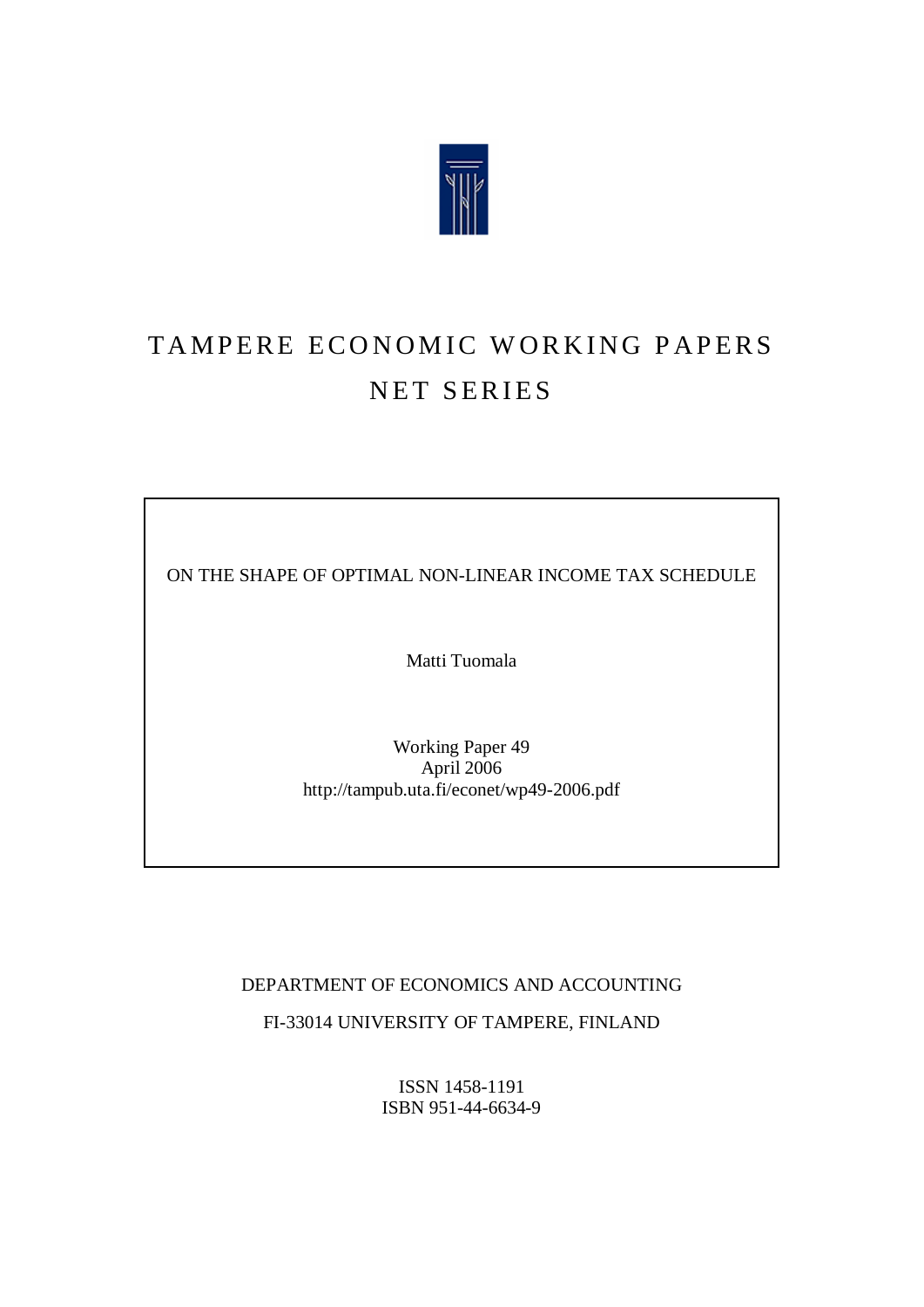# TAMPERE ECONOMIC WORKING PAPERS
## NET SERIES

ON THE SHAPE OF OPTIMAL NON-LINEAR INCOME TAX SCHEDULE

Matti Tuomala

Working Paper 49
April 2006
http://tampub.uta.fi/econet/wp49-2006.pdf

DEPARTMENT OF ECONOMICS AND ACCOUNTING

FI-33014 UNIVERSITY OF TAMPERE, FINLAND

ISSN 1458-1191
ISBN 951-44-6634-9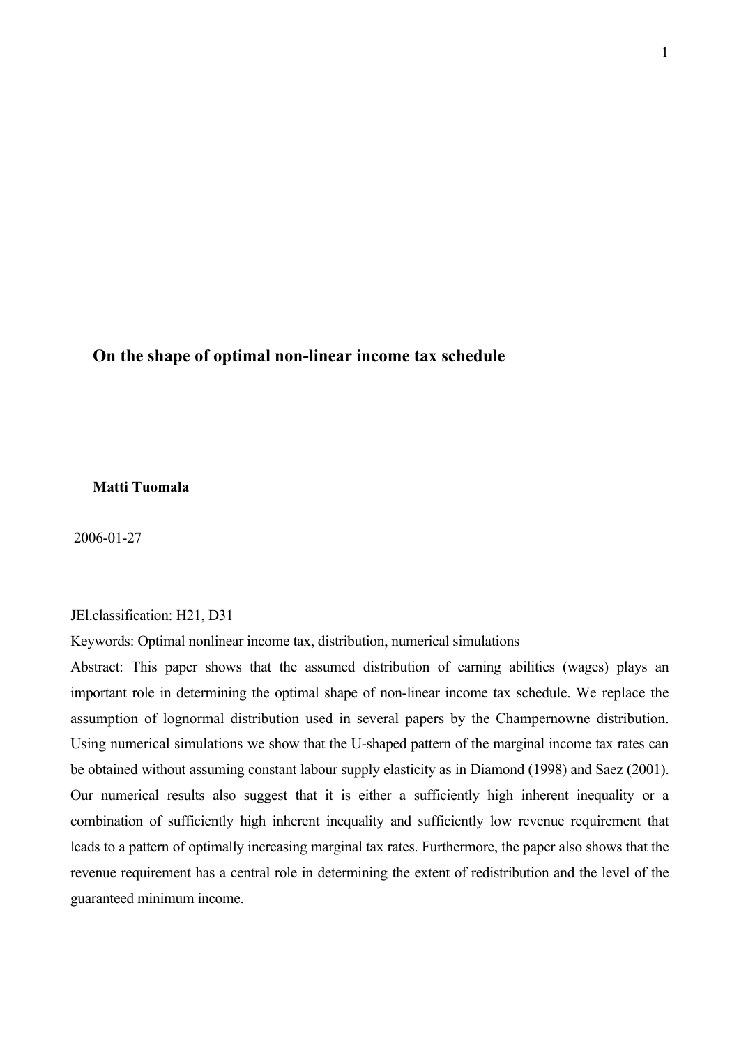# On the shape of optimal non-linear income tax schedule

**Matti Tuomala**

2006-01-27

JEl.classification: H21, D31

Keywords: Optimal nonlinear income tax, distribution, numerical simulations

Abstract: This paper shows that the assumed distribution of earning abilities (wages) plays an important role in determining the optimal shape of non-linear income tax schedule. We replace the assumption of lognormal distribution used in several papers by the Champernowne distribution. Using numerical simulations we show that the U-shaped pattern of the marginal income tax rates can be obtained without assuming constant labour supply elasticity as in Diamond (1998) and Saez (2001). Our numerical results also suggest that it is either a sufficiently high inherent inequality or a combination of sufficiently high inherent inequality and sufficiently low revenue requirement that leads to a pattern of optimally increasing marginal tax rates. Furthermore, the paper also shows that the revenue requirement has a central role in determining the extent of redistribution and the level of the guaranteed minimum income.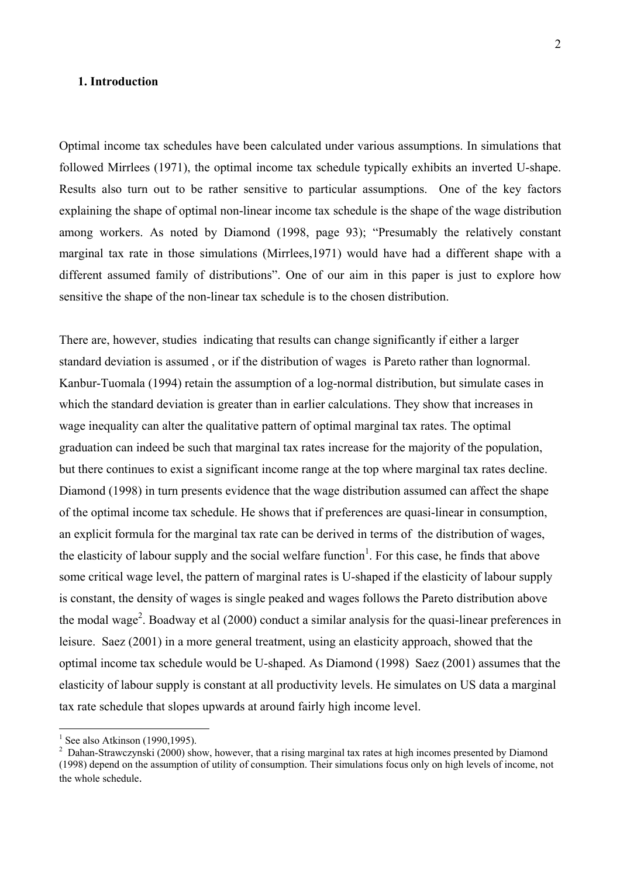## 1. Introduction

Optimal income tax schedules have been calculated under various assumptions. In simulations that followed Mirrlees (1971), the optimal income tax schedule typically exhibits an inverted U-shape. Results also turn out to be rather sensitive to particular assumptions. One of the key factors explaining the shape of optimal non-linear income tax schedule is the shape of the wage distribution among workers. As noted by Diamond (1998, page 93); "Presumably the relatively constant marginal tax rate in those simulations (Mirrlees,1971) would have had a different shape with a different assumed family of distributions". One of our aim in this paper is just to explore how sensitive the shape of the non-linear tax schedule is to the chosen distribution.

There are, however, studies indicating that results can change significantly if either a larger standard deviation is assumed , or if the distribution of wages is Pareto rather than lognormal. Kanbur-Tuomala (1994) retain the assumption of a log-normal distribution, but simulate cases in which the standard deviation is greater than in earlier calculations. They show that increases in wage inequality can alter the qualitative pattern of optimal marginal tax rates. The optimal graduation can indeed be such that marginal tax rates increase for the majority of the population, but there continues to exist a significant income range at the top where marginal tax rates decline. Diamond (1998) in turn presents evidence that the wage distribution assumed can affect the shape of the optimal income tax schedule. He shows that if preferences are quasi-linear in consumption, an explicit formula for the marginal tax rate can be derived in terms of the distribution of wages, the elasticity of labour supply and the social welfare function[1]. For this case, he finds that above some critical wage level, the pattern of marginal rates is U-shaped if the elasticity of labour supply is constant, the density of wages is single peaked and wages follows the Pareto distribution above the modal wage[2]. Boadway et al (2000) conduct a similar analysis for the quasi-linear preferences in leisure. Saez (2001) in a more general treatment, using an elasticity approach, showed that the optimal income tax schedule would be U-shaped. As Diamond (1998) Saez (2001) assumes that the elasticity of labour supply is constant at all productivity levels. He simulates on US data a marginal tax rate schedule that slopes upwards at around fairly high income level.

[1] See also Atkinson (1990,1995).

[2] Dahan-Strawczynski (2000) show, however, that a rising marginal tax rates at high incomes presented by Diamond (1998) depend on the assumption of utility of consumption. Their simulations focus only on high levels of income, not the whole schedule.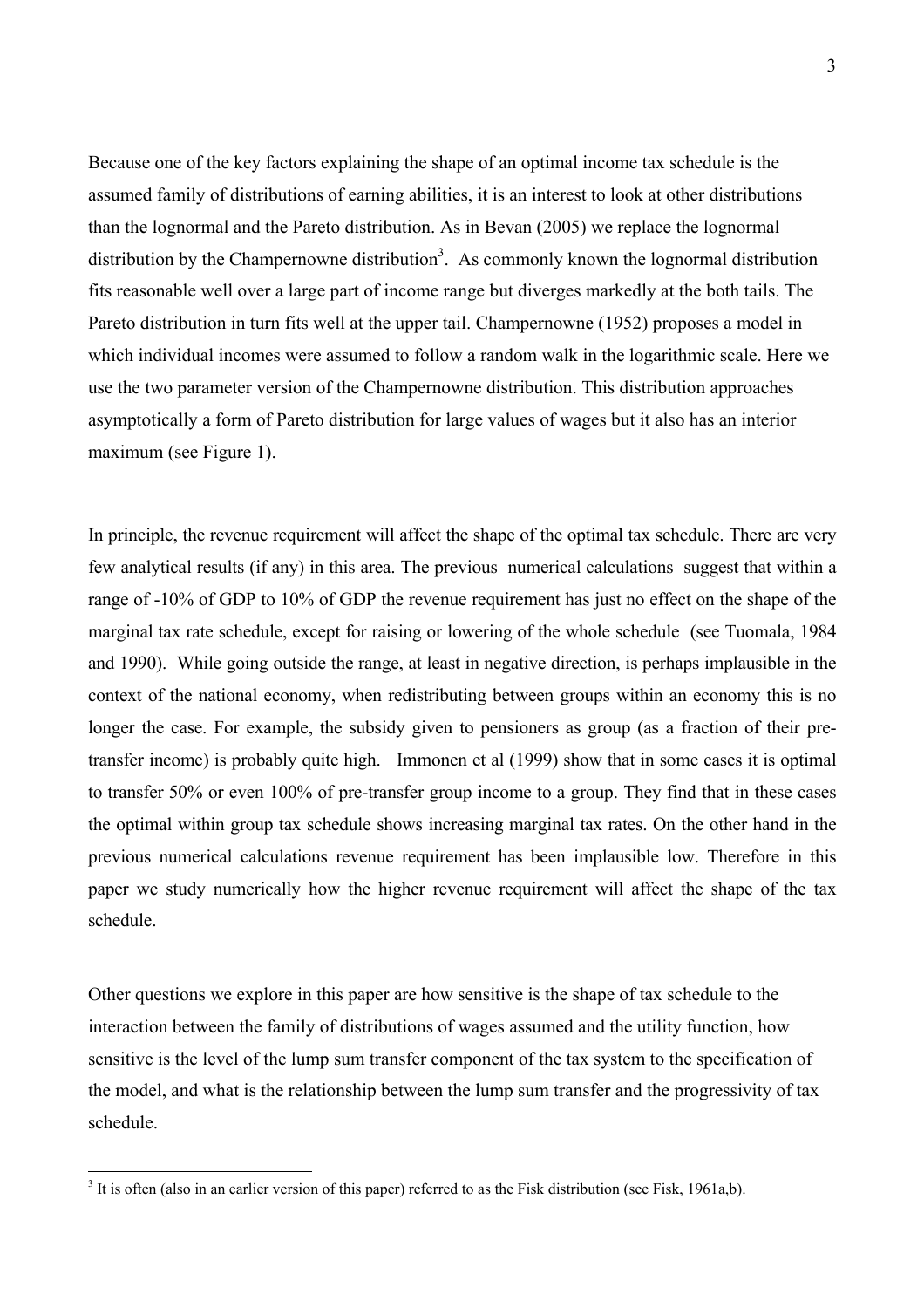Because one of the key factors explaining the shape of an optimal income tax schedule is the assumed family of distributions of earning abilities, it is an interest to look at other distributions than the lognormal and the Pareto distribution. As in Bevan (2005) we replace the lognormal distribution by the Champernowne distribution[3]. As commonly known the lognormal distribution fits reasonable well over a large part of income range but diverges markedly at the both tails. The Pareto distribution in turn fits well at the upper tail. Champernowne (1952) proposes a model in which individual incomes were assumed to follow a random walk in the logarithmic scale. Here we use the two parameter version of the Champernowne distribution. This distribution approaches asymptotically a form of Pareto distribution for large values of wages but it also has an interior maximum (see Figure 1).

In principle, the revenue requirement will affect the shape of the optimal tax schedule. There are very few analytical results (if any) in this area. The previous numerical calculations suggest that within a range of -10% of GDP to 10% of GDP the revenue requirement has just no effect on the shape of the marginal tax rate schedule, except for raising or lowering of the whole schedule (see Tuomala, 1984 and 1990). While going outside the range, at least in negative direction, is perhaps implausible in the context of the national economy, when redistributing between groups within an economy this is no longer the case. For example, the subsidy given to pensioners as group (as a fraction of their pre-transfer income) is probably quite high. Immonen et al (1999) show that in some cases it is optimal to transfer 50% or even 100% of pre-transfer group income to a group. They find that in these cases the optimal within group tax schedule shows increasing marginal tax rates. On the other hand in the previous numerical calculations revenue requirement has been implausible low. Therefore in this paper we study numerically how the higher revenue requirement will affect the shape of the tax schedule.

Other questions we explore in this paper are how sensitive is the shape of tax schedule to the interaction between the family of distributions of wages assumed and the utility function, how sensitive is the level of the lump sum transfer component of the tax system to the specification of the model, and what is the relationship between the lump sum transfer and the progressivity of tax schedule.

---

[3] It is often (also in an earlier version of this paper) referred to as the Fisk distribution (see Fisk, 1961a,b).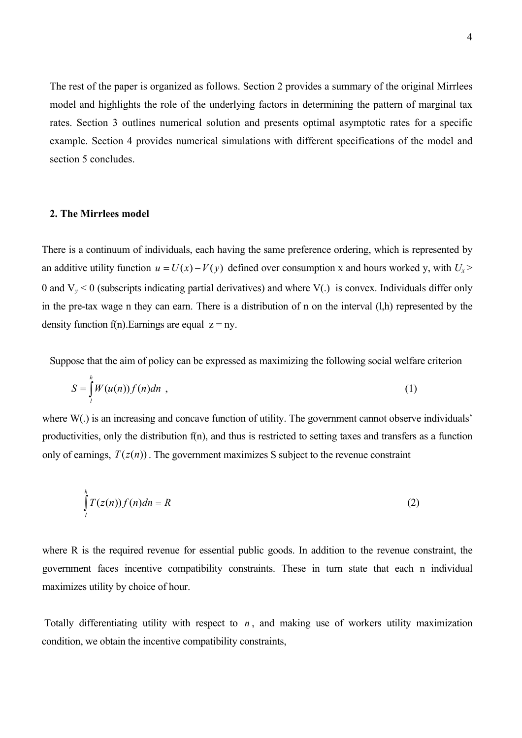The rest of the paper is organized as follows. Section 2 provides a summary of the original Mirrlees model and highlights the role of the underlying factors in determining the pattern of marginal tax rates. Section 3 outlines numerical solution and presents optimal asymptotic rates for a specific example. Section 4 provides numerical simulations with different specifications of the model and section 5 concludes.

## 2. The Mirrlees model

There is a continuum of individuals, each having the same preference ordering, which is represented by an additive utility function $u = U(x) - V(y)$ defined over consumption x and hours worked y, with $U_x > 0$ and $V_y < 0$ (subscripts indicating partial derivatives) and where V(.) is convex. Individuals differ only in the pre-tax wage n they can earn. There is a distribution of n on the interval (l,h) represented by the density function f(n).Earnings are equal z = ny.

Suppose that the aim of policy can be expressed as maximizing the following social welfare criterion

$$S = \int_{l}^{h} W(u(n)) f(n) dn \ , \tag{1}$$

where W(.) is an increasing and concave function of utility. The government cannot observe individuals' productivities, only the distribution f(n), and thus is restricted to setting taxes and transfers as a function only of earnings, $T(z(n))$. The government maximizes S subject to the revenue constraint

$$\int_{l}^{h} T(z(n)) f(n) dn = R \tag{2}$$

where R is the required revenue for essential public goods. In addition to the revenue constraint, the government faces incentive compatibility constraints. These in turn state that each n individual maximizes utility by choice of hour.

Totally differentiating utility with respect to $n$, and making use of workers utility maximization condition, we obtain the incentive compatibility constraints,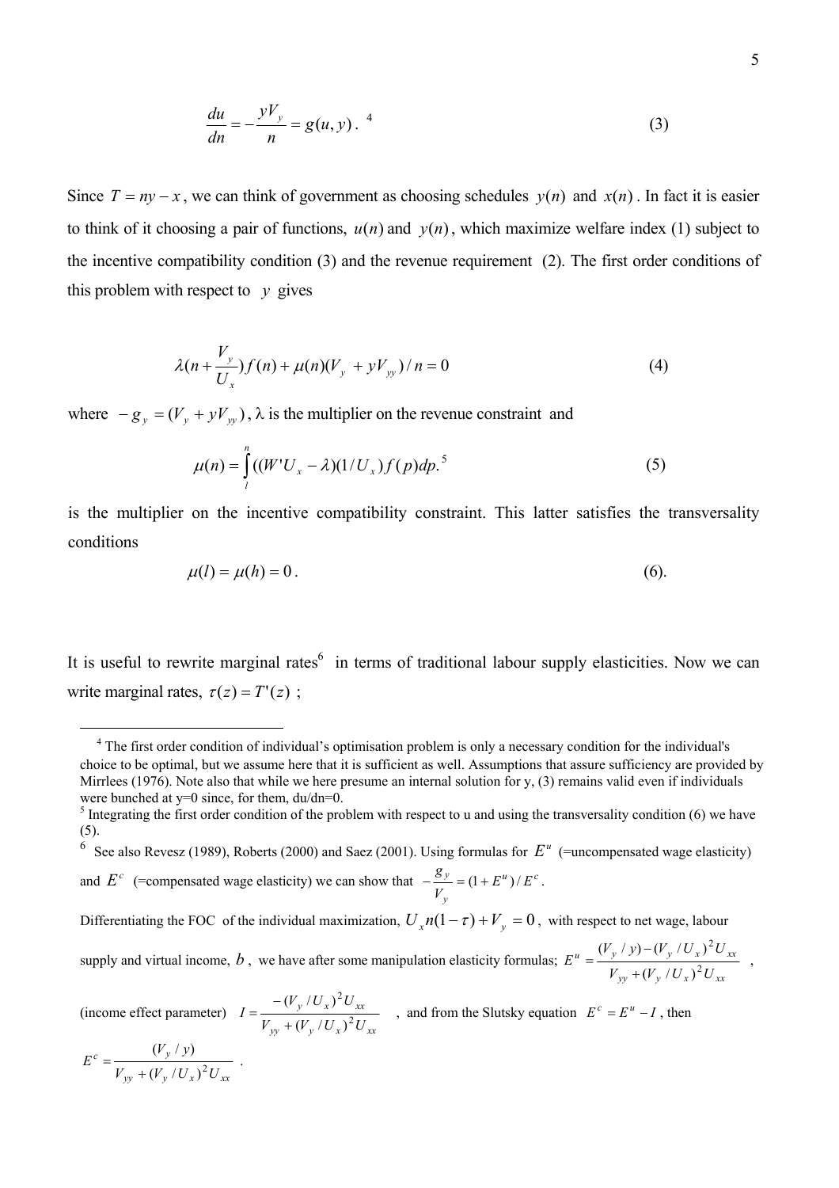$$\frac{du}{dn} = -\frac{yV_y}{n} = g(u,y)\,.\text{[4]} \tag{3}$$

Since $T = ny - x$, we can think of government as choosing schedules $y(n)$ and $x(n)$. In fact it is easier to think of it choosing a pair of functions, $u(n)$ and $y(n)$, which maximize welfare index (1) subject to the incentive compatibility condition (3) and the revenue requirement (2). The first order conditions of this problem with respect to $y$ gives

$$\lambda\left(n + \frac{V_y}{U_x}\right) f(n) + \mu(n)(V_y + yV_{yy})/n = 0 \tag{4}$$

where $-g_y = (V_y + yV_{yy})$, $\lambda$ is the multiplier on the revenue constraint and

$$\mu(n) = \int_l^n ((W'U_x - \lambda)(1/U_x) f(p) dp.\text{[5]} \tag{5}$$

is the multiplier on the incentive compatibility constraint. This latter satisfies the transversality conditions

$$\mu(l) = \mu(h) = 0\,. \tag{6}$$

It is useful to rewrite marginal rates[6] in terms of traditional labour supply elasticities. Now we can write marginal rates, $\tau(z) = T'(z)$ ;

---

[4] The first order condition of individual's optimisation problem is only a necessary condition for the individual's choice to be optimal, but we assume here that it is sufficient as well. Assumptions that assure sufficiency are provided by Mirrlees (1976). Note also that while we here presume an internal solution for y, (3) remains valid even if individuals were bunched at y=0 since, for them, du/dn=0.

[5] Integrating the first order condition of the problem with respect to u and using the transversality condition (6) we have (5).

[6] See also Revesz (1989), Roberts (2000) and Saez (2001). Using formulas for $E^u$ (=uncompensated wage elasticity) and $E^c$ (=compensated wage elasticity) we can show that $-\frac{g_y}{V_y} = (1 + E^u)/E^c$.

Differentiating the FOC of the individual maximization, $U_x n(1-\tau) + V_y = 0$, with respect to net wage, labour supply and virtual income, $b$, we have after some manipulation elasticity formulas; $E^u = \frac{(V_y/y) - (V_y/U_x)^2 U_{xx}}{V_{yy} + (V_y/U_x)^2 U_{xx}}$,

(income effect parameter) $I = \frac{-(V_y/U_x)^2 U_{xx}}{V_{yy} + (V_y/U_x)^2 U_{xx}}$, and from the Slutsky equation $E^c = E^u - I$, then

$E^c = \frac{(V_y/y)}{V_{yy} + (V_y/U_x)^2 U_{xx}}$.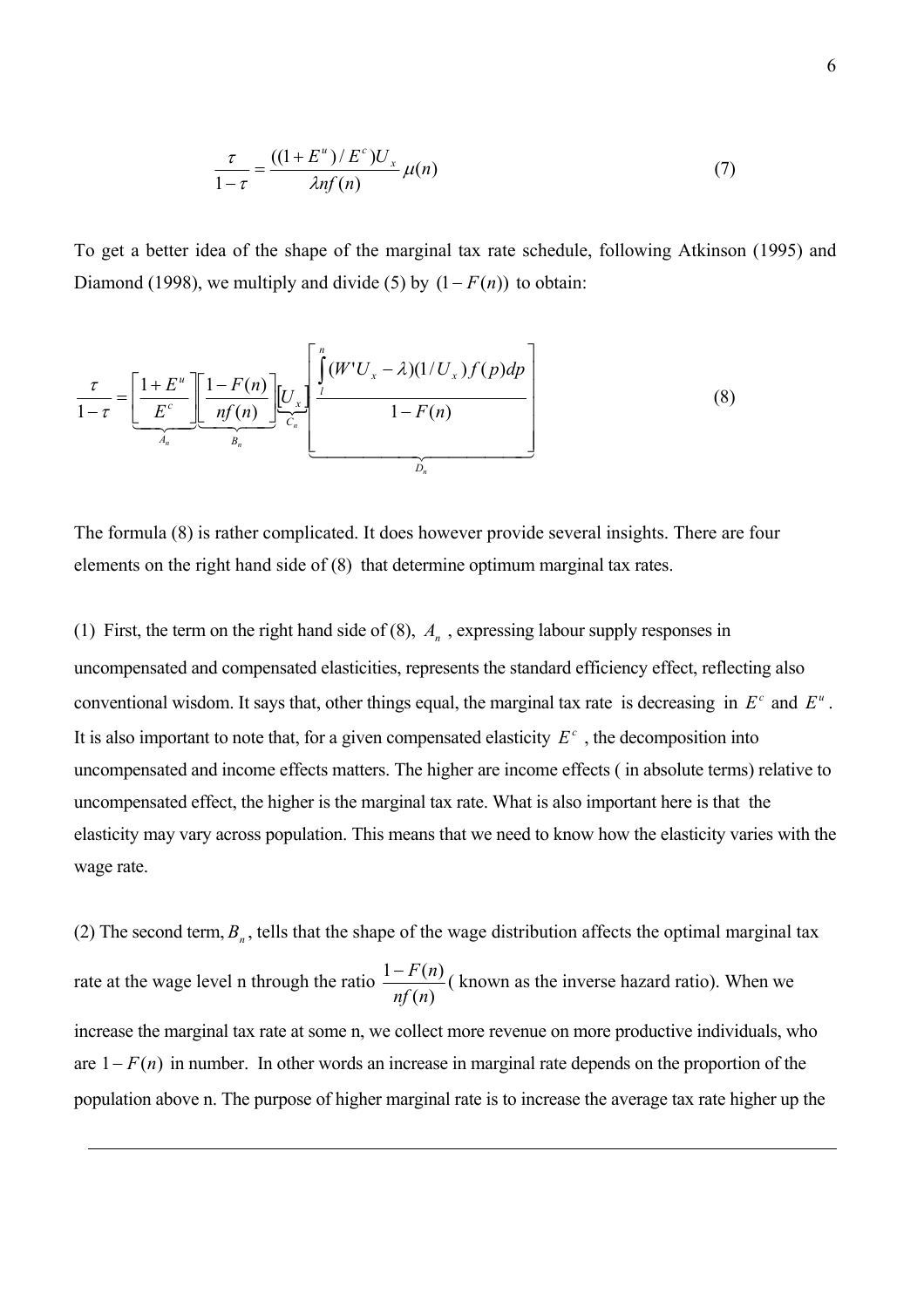$$\frac{\tau}{1-\tau} = \frac{((1+E^u)/E^c)U_x}{\lambda n f(n)}\mu(n) \tag{7}$$

To get a better idea of the shape of the marginal tax rate schedule, following Atkinson (1995) and Diamond (1998), we multiply and divide (5) by $(1-F(n))$ to obtain:

$$\frac{\tau}{1-\tau} = \underbrace{\left[\frac{1+E^u}{E^c}\right]}_{A_n}\underbrace{\left[\frac{1-F(n)}{nf(n)}\right]}_{B_n}\underbrace{\left[U_x\right]}_{C_n}\underbrace{\left[\frac{\int_l^n (W'U_x-\lambda)(1/U_x)f(p)dp}{1-F(n)}\right]}_{D_n} \tag{8}$$

The formula (8) is rather complicated. It does however provide several insights. There are four elements on the right hand side of (8) that determine optimum marginal tax rates.

(1) First, the term on the right hand side of (8), $A_n$ , expressing labour supply responses in uncompensated and compensated elasticities, represents the standard efficiency effect, reflecting also conventional wisdom. It says that, other things equal, the marginal tax rate is decreasing in $E^c$ and $E^u$. It is also important to note that, for a given compensated elasticity $E^c$ , the decomposition into uncompensated and income effects matters. The higher are income effects ( in absolute terms) relative to uncompensated effect, the higher is the marginal tax rate. What is also important here is that the elasticity may vary across population. This means that we need to know how the elasticity varies with the wage rate.

(2) The second term, $B_n$, tells that the shape of the wage distribution affects the optimal marginal tax rate at the wage level n through the ratio $\frac{1-F(n)}{nf(n)}$ ( known as the inverse hazard ratio). When we increase the marginal tax rate at some n, we collect more revenue on more productive individuals, who are $1-F(n)$ in number. In other words an increase in marginal rate depends on the proportion of the population above n. The purpose of higher marginal rate is to increase the average tax rate higher up the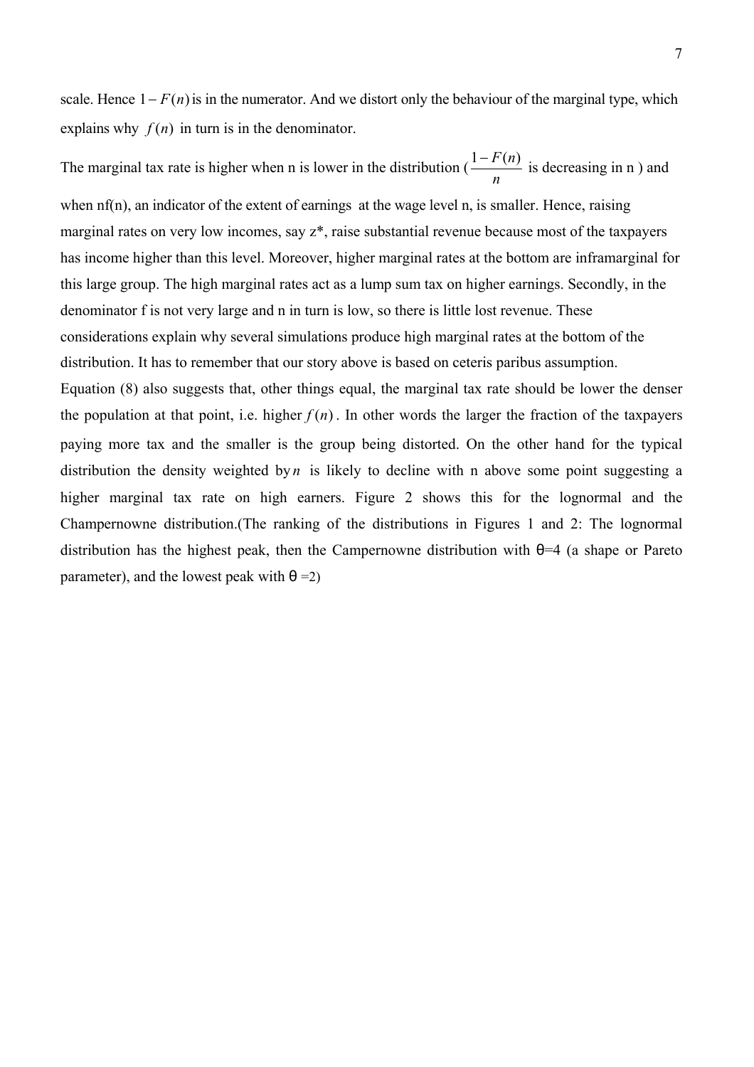scale. Hence $1 - F(n)$ is in the numerator. And we distort only the behaviour of the marginal type, which explains why $f(n)$ in turn is in the denominator.

The marginal tax rate is higher when n is lower in the distribution ($\frac{1-F(n)}{n}$ is decreasing in n ) and when nf(n), an indicator of the extent of earnings at the wage level n, is smaller. Hence, raising marginal rates on very low incomes, say z*, raise substantial revenue because most of the taxpayers has income higher than this level. Moreover, higher marginal rates at the bottom are inframarginal for this large group. The high marginal rates act as a lump sum tax on higher earnings. Secondly, in the denominator f is not very large and n in turn is low, so there is little lost revenue. These considerations explain why several simulations produce high marginal rates at the bottom of the distribution. It has to remember that our story above is based on ceteris paribus assumption.

Equation (8) also suggests that, other things equal, the marginal tax rate should be lower the denser the population at that point, i.e. higher $f(n)$. In other words the larger the fraction of the taxpayers paying more tax and the smaller is the group being distorted. On the other hand for the typical distribution the density weighted by $n$ is likely to decline with n above some point suggesting a higher marginal tax rate on high earners. Figure 2 shows this for the lognormal and the Champernowne distribution.(The ranking of the distributions in Figures 1 and 2: The lognormal distribution has the highest peak, then the Campernowne distribution with θ=4 (a shape or Pareto parameter), and the lowest peak with θ =2)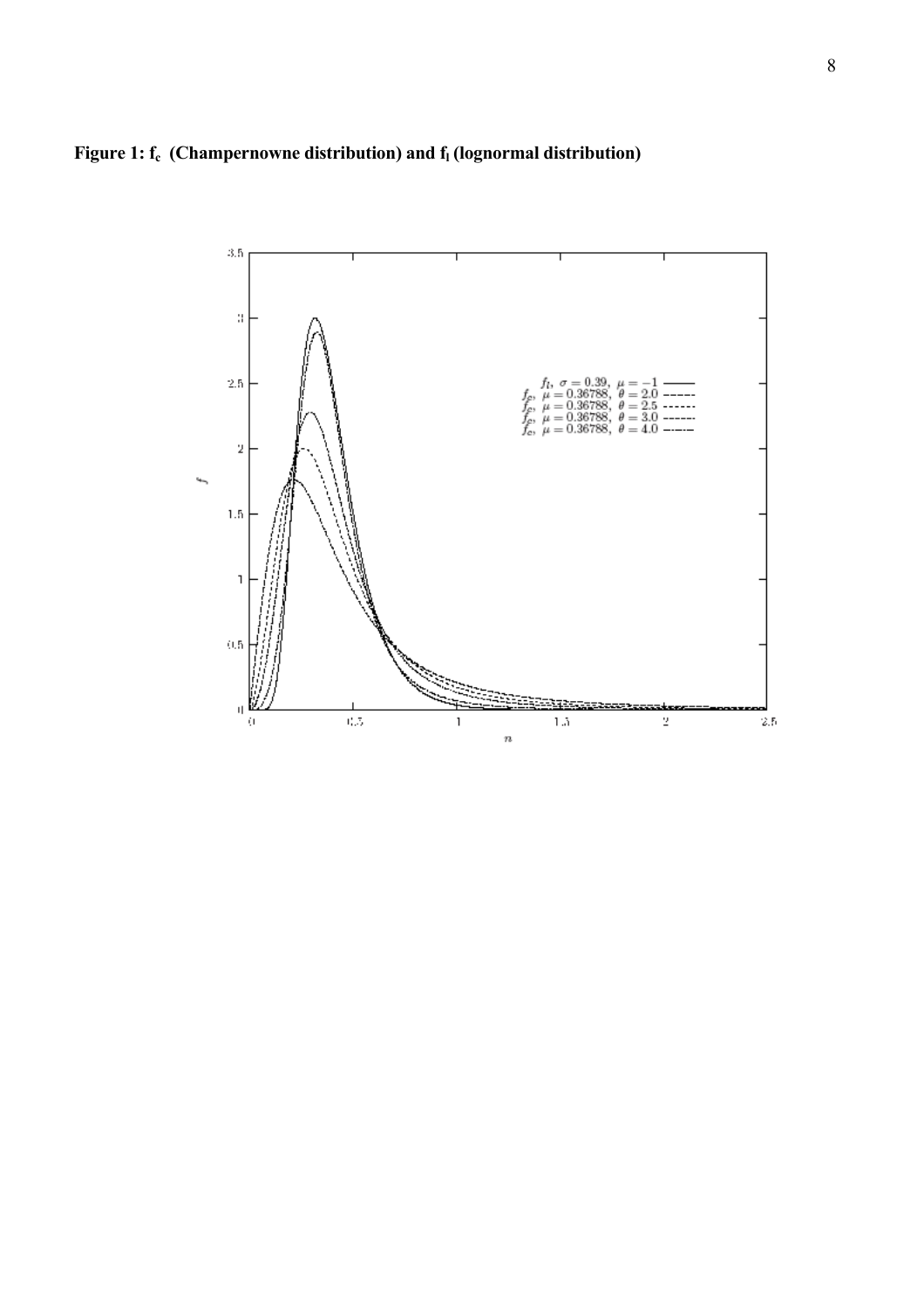**Figure 1: $f_c$ (Champernowne distribution) and $f_l$ (lognormal distribution)**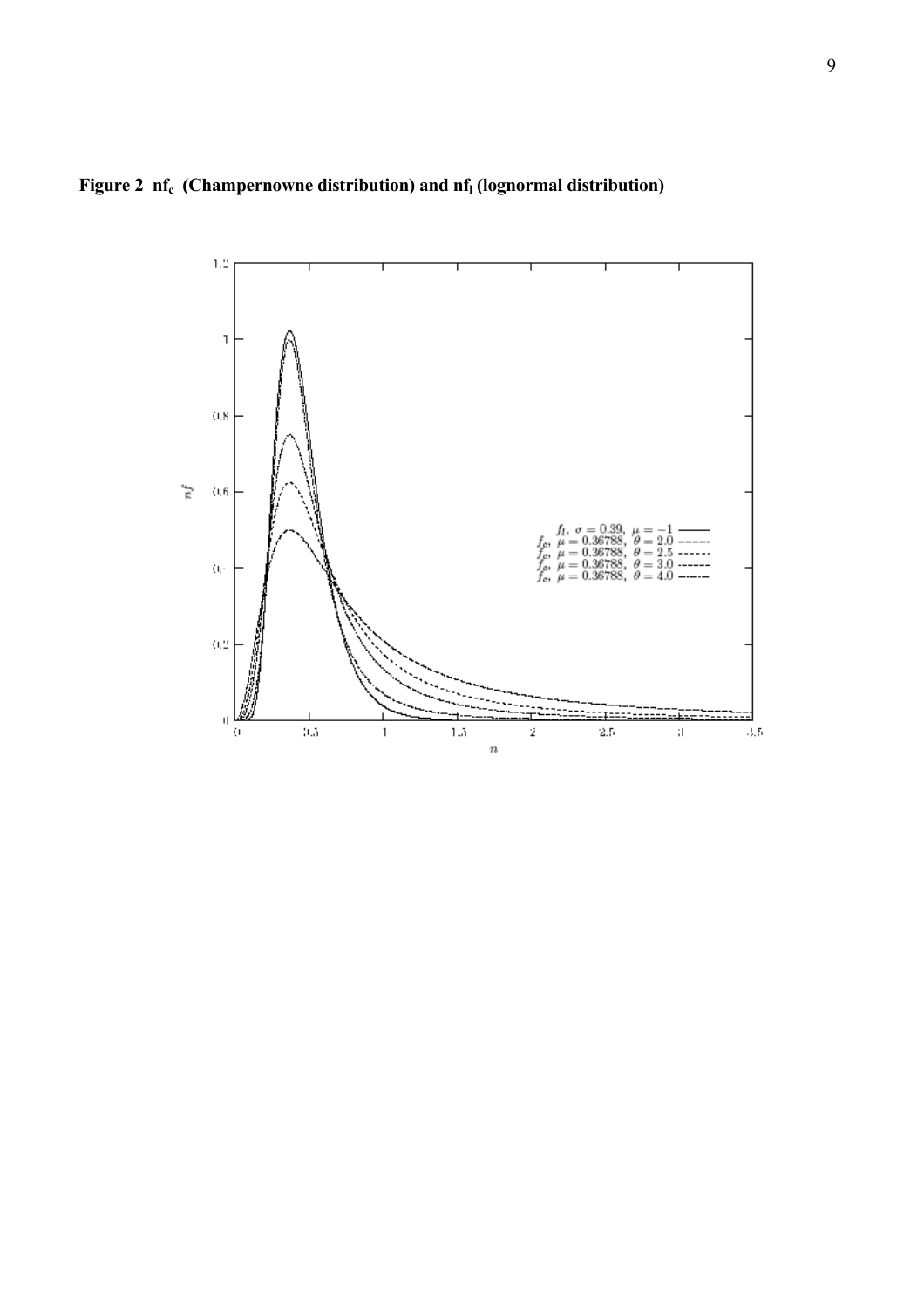**Figure 2  $nf_c$ (Champernowne distribution) and $nf_l$ (lognormal distribution)**

| Curve | Parameters |
| --- | --- |
| $f_l$ | $\sigma = 0.39,\ \mu = -1$ |
| $f_c$ | $\mu = 0.36788,\ \theta = 2.0$ |
| $f_c$ | $\mu = 0.36788,\ \theta = 2.5$ |
| $f_c$ | $\mu = 0.36788,\ \theta = 3.0$ |
| $f_c$ | $\mu = 0.36788,\ \theta = 4.0$ |

(Plot of $nf$ versus $n$, with $n$ ranging from 0 to 3.5 and $nf$ from 0 to 1.2.)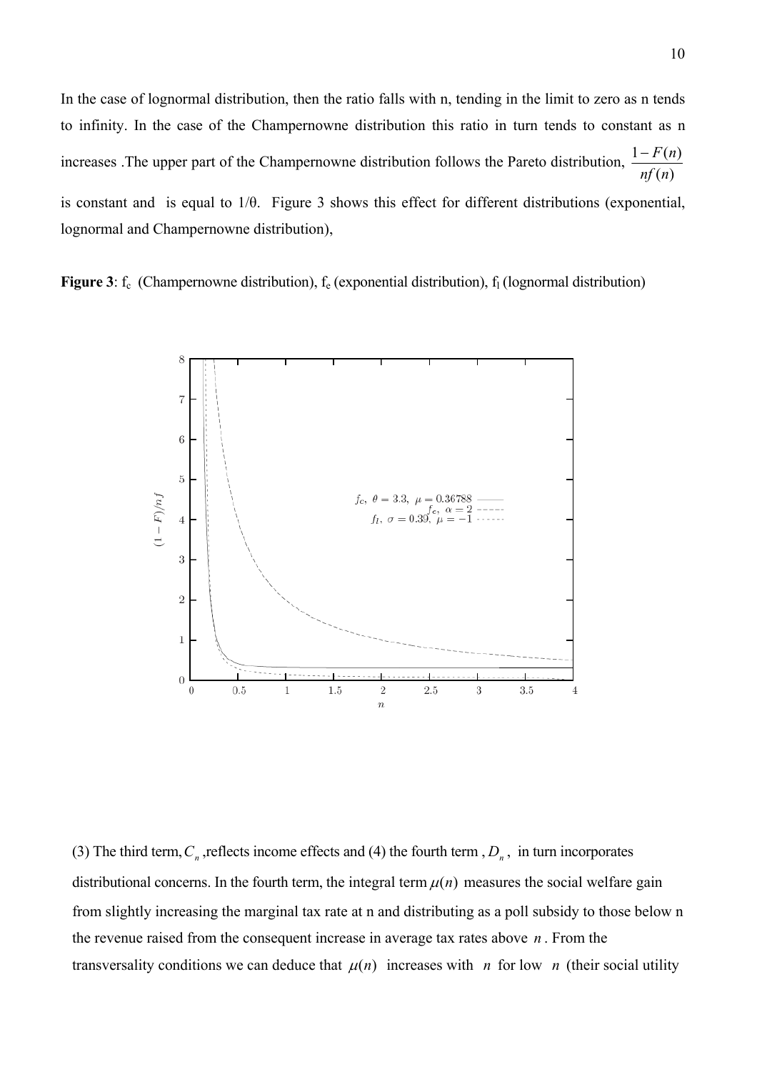In the case of lognormal distribution, then the ratio falls with n, tending in the limit to zero as n tends to infinity. In the case of the Champernowne distribution this ratio in turn tends to constant as n increases .The upper part of the Champernowne distribution follows the Pareto distribution, $\frac{1-F(n)}{nf(n)}$ is constant and is equal to 1/θ. Figure 3 shows this effect for different distributions (exponential, lognormal and Champernowne distribution),

**Figure 3**: $f_c$ (Champernowne distribution), $f_e$ (exponential distribution), $f_l$ (lognormal distribution)

(3) The third term, $C_n$ ,reflects income effects and (4) the fourth term , $D_n$ , in turn incorporates distributional concerns. In the fourth term, the integral term $\mu(n)$ measures the social welfare gain from slightly increasing the marginal tax rate at n and distributing as a poll subsidy to those below n the revenue raised from the consequent increase in average tax rates above $n$ . From the transversality conditions we can deduce that $\mu(n)$ increases with $n$ for low $n$ (their social utility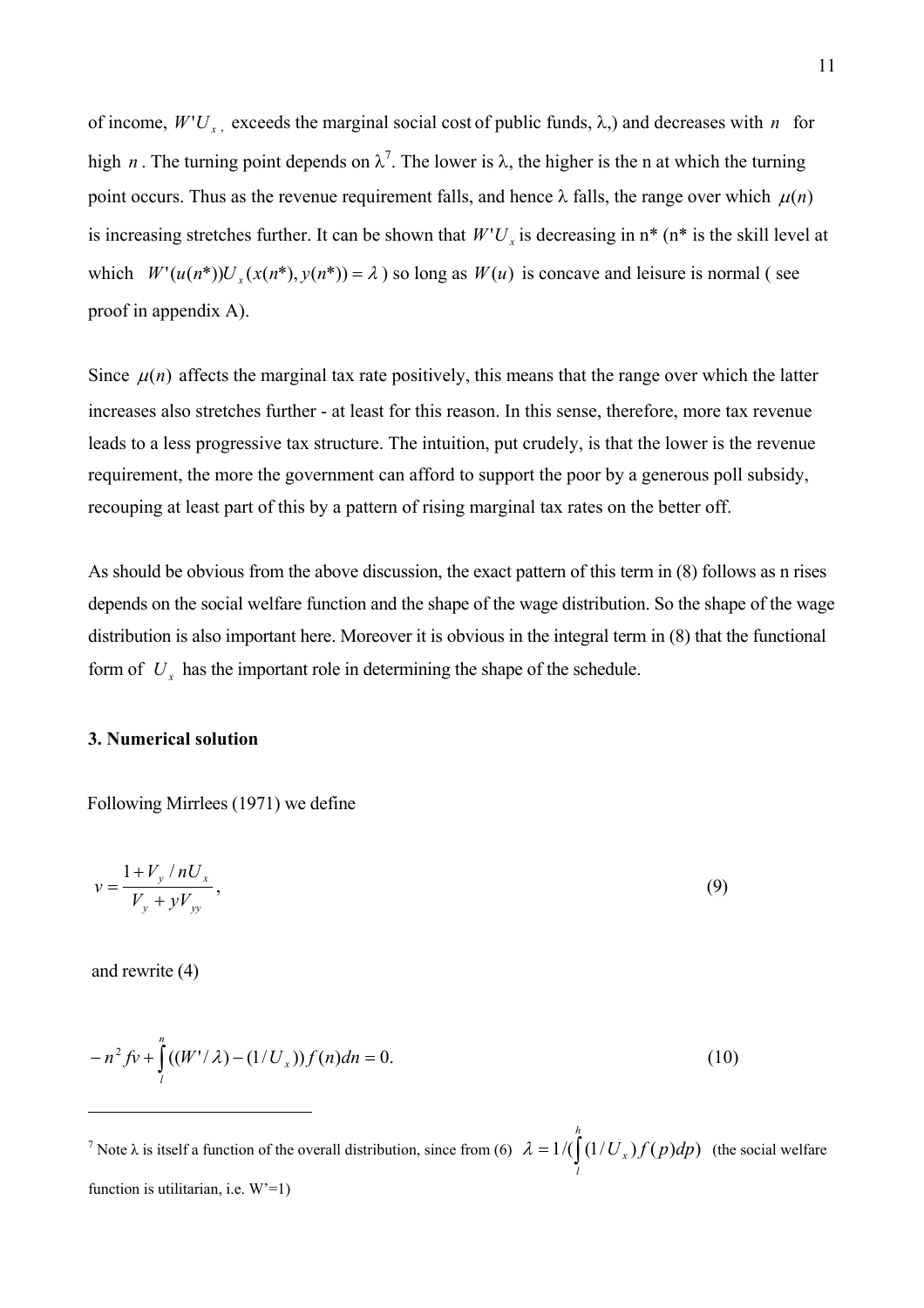of income, $W'U_x$, exceeds the marginal social cost of public funds, λ,) and decreases with $n$ for high $n$. The turning point depends on λ[7]. The lower is λ, the higher is the n at which the turning point occurs. Thus as the revenue requirement falls, and hence λ falls, the range over which $\mu(n)$ is increasing stretches further. It can be shown that $W'U_x$ is decreasing in n* (n* is the skill level at which $W'(u(n^*))U_x(x(n^*), y(n^*)) = \lambda$) so long as $W(u)$ is concave and leisure is normal ( see proof in appendix A).

Since $\mu(n)$ affects the marginal tax rate positively, this means that the range over which the latter increases also stretches further - at least for this reason. In this sense, therefore, more tax revenue leads to a less progressive tax structure. The intuition, put crudely, is that the lower is the revenue requirement, the more the government can afford to support the poor by a generous poll subsidy, recouping at least part of this by a pattern of rising marginal tax rates on the better off.

As should be obvious from the above discussion, the exact pattern of this term in (8) follows as n rises depends on the social welfare function and the shape of the wage distribution. So the shape of the wage distribution is also important here. Moreover it is obvious in the integral term in (8) that the functional form of $U_x$ has the important role in determining the shape of the schedule.

### 3. Numerical solution

Following Mirrlees (1971) we define

$$v = \frac{1 + V_y / nU_x}{V_y + yV_{yy}}, \tag{9}$$

and rewrite (4)

$$-n^2 fv + \int_l^n ((W'/\lambda) - (1/U_x)) f(n) dn = 0. \tag{10}$$

---

[7] Note λ is itself a function of the overall distribution, since from (6) $\lambda = 1/(\int_l^h (1/U_x) f(p) dp)$ (the social welfare function is utilitarian, i.e. W'=1)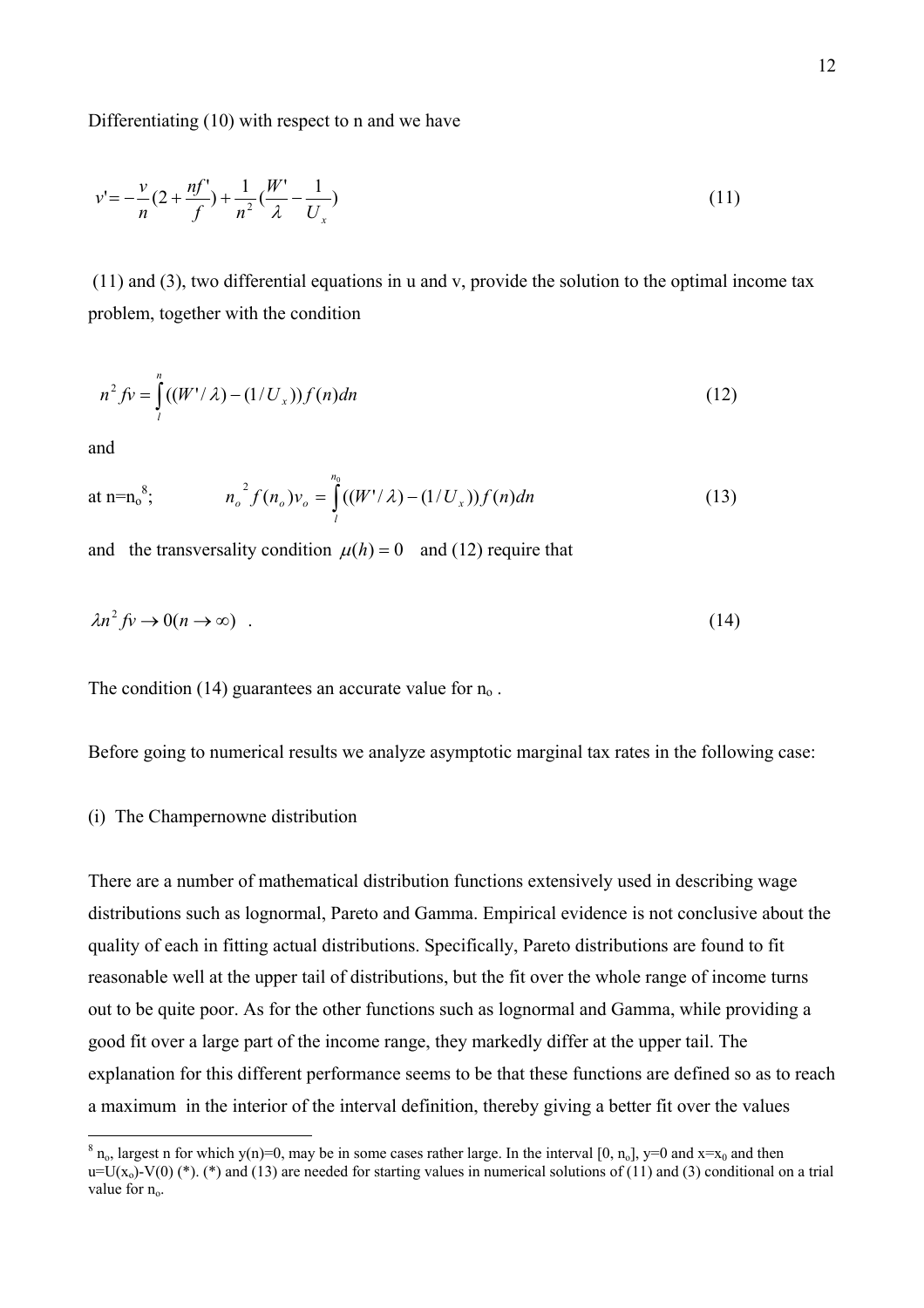Differentiating (10) with respect to n and we have

$$v' = -\frac{v}{n}(2 + \frac{nf'}{f}) + \frac{1}{n^2}(\frac{W'}{\lambda} - \frac{1}{U_x}) \tag{11}$$

(11) and (3), two differential equations in u and v, provide the solution to the optimal income tax problem, together with the condition

$$n^2 fv = \int_l^n ((W'/\lambda) - (1/U_x)) f(n) dn \tag{12}$$

and

at n=$n_o$[8]; $$n_o^{\,2} f(n_o) v_o = \int_l^{n_0} ((W'/\lambda) - (1/U_x)) f(n) dn \tag{13}$$

and the transversality condition $\mu(h) = 0$ and (12) require that

$$\lambda n^2 fv \to 0 (n \to \infty) \quad . \tag{14}$$

The condition (14) guarantees an accurate value for $n_o$.

Before going to numerical results we analyze asymptotic marginal tax rates in the following case:

(i) The Champernowne distribution

There are a number of mathematical distribution functions extensively used in describing wage distributions such as lognormal, Pareto and Gamma. Empirical evidence is not conclusive about the quality of each in fitting actual distributions. Specifically, Pareto distributions are found to fit reasonable well at the upper tail of distributions, but the fit over the whole range of income turns out to be quite poor. As for the other functions such as lognormal and Gamma, while providing a good fit over a large part of the income range, they markedly differ at the upper tail. The explanation for this different performance seems to be that these functions are defined so as to reach a maximum in the interior of the interval definition, thereby giving a better fit over the values

---

[8] $n_o$, largest n for which y(n)=0, may be in some cases rather large. In the interval $[0, n_o]$, y=0 and $x=x_0$ and then $u=U(x_o)-V(0)$ (*). (*) and (13) are needed for starting values in numerical solutions of (11) and (3) conditional on a trial value for $n_o$.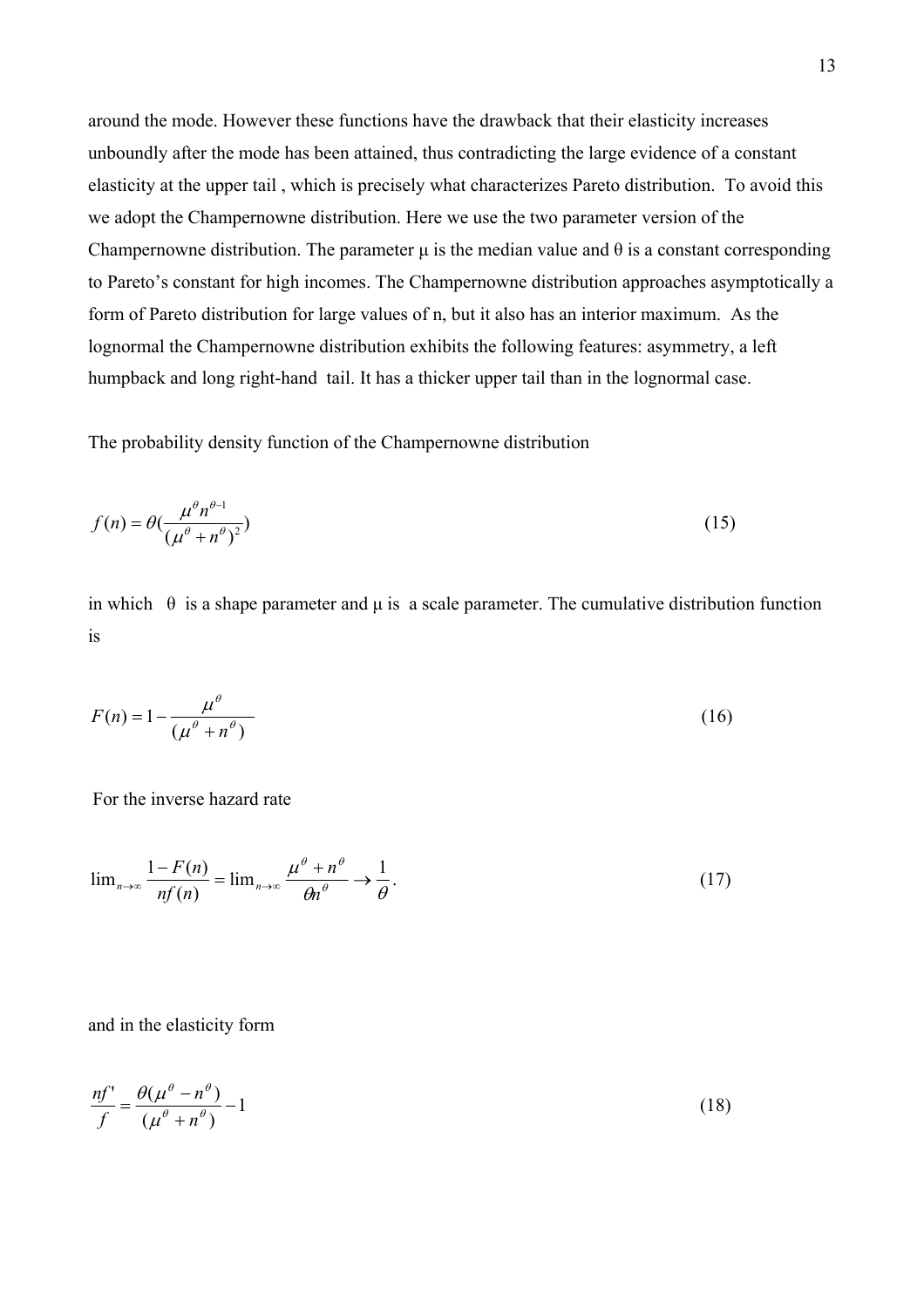around the mode. However these functions have the drawback that their elasticity increases unboundly after the mode has been attained, thus contradicting the large evidence of a constant elasticity at the upper tail , which is precisely what characterizes Pareto distribution. To avoid this we adopt the Champernowne distribution. Here we use the two parameter version of the Champernowne distribution. The parameter μ is the median value and θ is a constant corresponding to Pareto's constant for high incomes. The Champernowne distribution approaches asymptotically a form of Pareto distribution for large values of n, but it also has an interior maximum. As the lognormal the Champernowne distribution exhibits the following features: asymmetry, a left humpback and long right-hand tail. It has a thicker upper tail than in the lognormal case.

The probability density function of the Champernowne distribution

$$f(n) = \theta\left(\frac{\mu^{\theta} n^{\theta-1}}{(\mu^{\theta} + n^{\theta})^{2}}\right) \tag{15}$$

in which θ is a shape parameter and μ is a scale parameter. The cumulative distribution function is

$$F(n) = 1 - \frac{\mu^{\theta}}{(\mu^{\theta} + n^{\theta})} \tag{16}$$

For the inverse hazard rate

$$\lim_{n\to\infty} \frac{1-F(n)}{nf(n)} = \lim_{n\to\infty} \frac{\mu^{\theta} + n^{\theta}}{\theta n^{\theta}} \to \frac{1}{\theta}. \tag{17}$$

and in the elasticity form

$$\frac{nf'}{f} = \frac{\theta(\mu^{\theta} - n^{\theta})}{(\mu^{\theta} + n^{\theta})} - 1 \tag{18}$$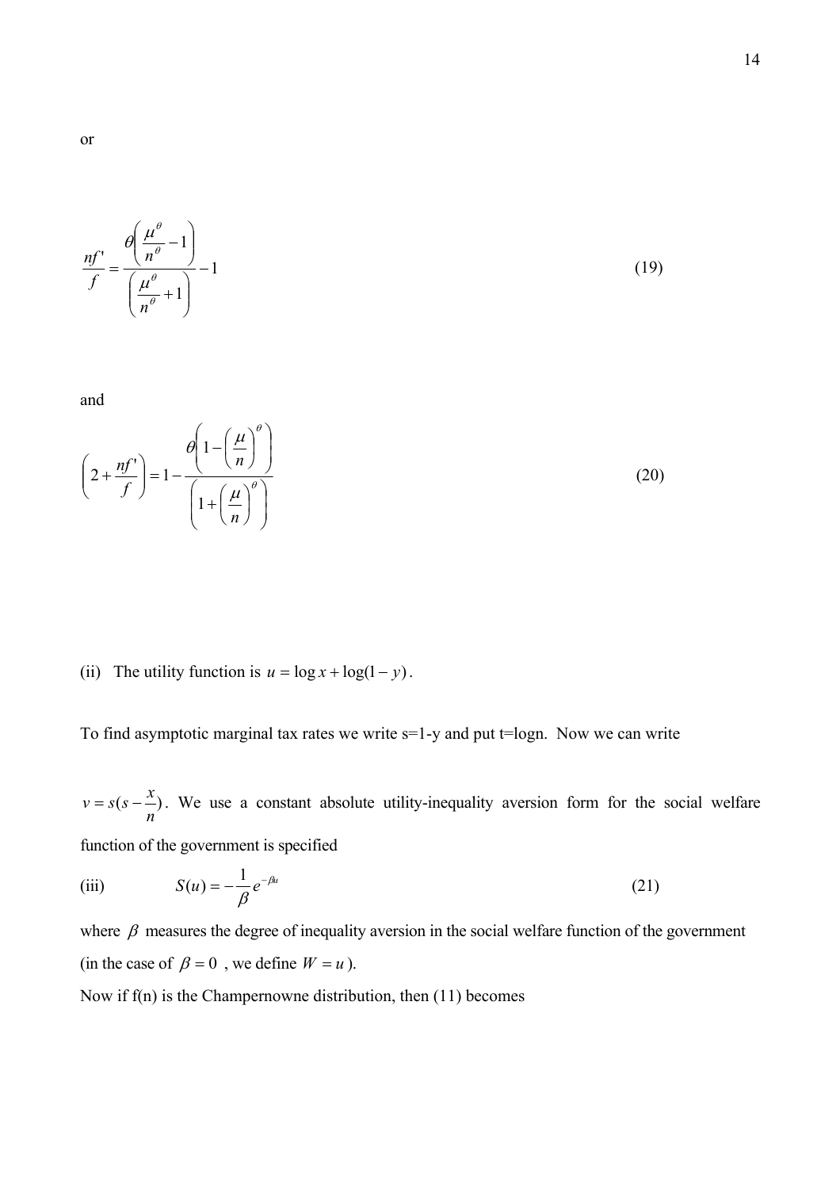or

$$\frac{nf'}{f} = \frac{\theta\left(\frac{\mu^{\theta}}{n^{\theta}} - 1\right)}{\left(\frac{\mu^{\theta}}{n^{\theta}} + 1\right)} - 1 \tag{19}$$

and

$$\left(2 + \frac{nf'}{f}\right) = 1 - \frac{\theta\left(1 - \left(\frac{\mu}{n}\right)^{\theta}\right)}{\left(1 + \left(\frac{\mu}{n}\right)^{\theta}\right)} \tag{20}$$

(ii) The utility function is $u = \log x + \log(1 - y)$.

To find asymptotic marginal tax rates we write s=1-y and put t=logn. Now we can write

$v = s(s - \frac{x}{n})$. We use a constant absolute utility-inequality aversion form for the social welfare function of the government is specified

(iii) $$S(u) = -\frac{1}{\beta}e^{-\beta u} \tag{21}$$

where $\beta$ measures the degree of inequality aversion in the social welfare function of the government (in the case of $\beta = 0$ , we define $W = u$).

Now if f(n) is the Champernowne distribution, then (11) becomes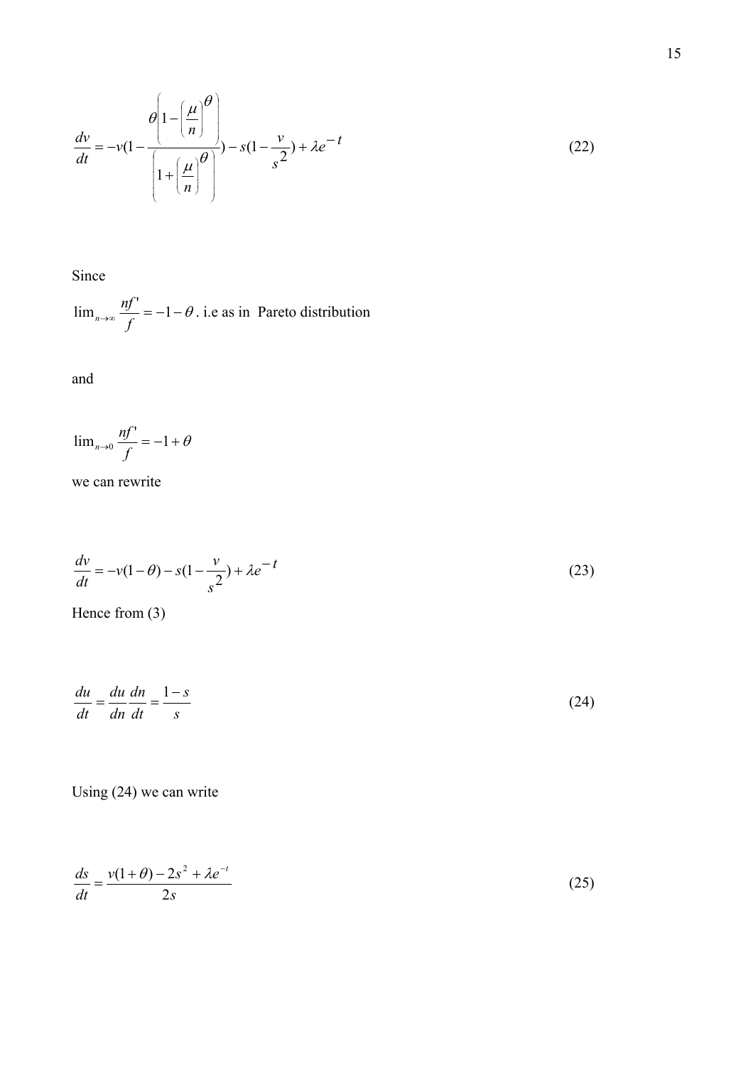$$\frac{dv}{dt} = -v(1 - \frac{\theta\left(1-\left(\frac{\mu}{n}\right)^{\theta}\right)}{\left(1+\left(\frac{\mu}{n}\right)^{\theta}\right)}) - s(1 - \frac{v}{s^2}) + \lambda e^{-t} \tag{22}$$

Since

$\lim_{n\to\infty} \frac{nf'}{f} = -1 - \theta$. i.e as in Pareto distribution

and

$$\lim_{n\to 0} \frac{nf'}{f} = -1 + \theta$$

we can rewrite

$$\frac{dv}{dt} = -v(1-\theta) - s(1 - \frac{v}{s^2}) + \lambda e^{-t} \tag{23}$$

Hence from (3)

$$\frac{du}{dt} = \frac{du}{dn}\frac{dn}{dt} = \frac{1-s}{s} \tag{24}$$

Using (24) we can write

$$\frac{ds}{dt} = \frac{v(1+\theta) - 2s^2 + \lambda e^{-t}}{2s} \tag{25}$$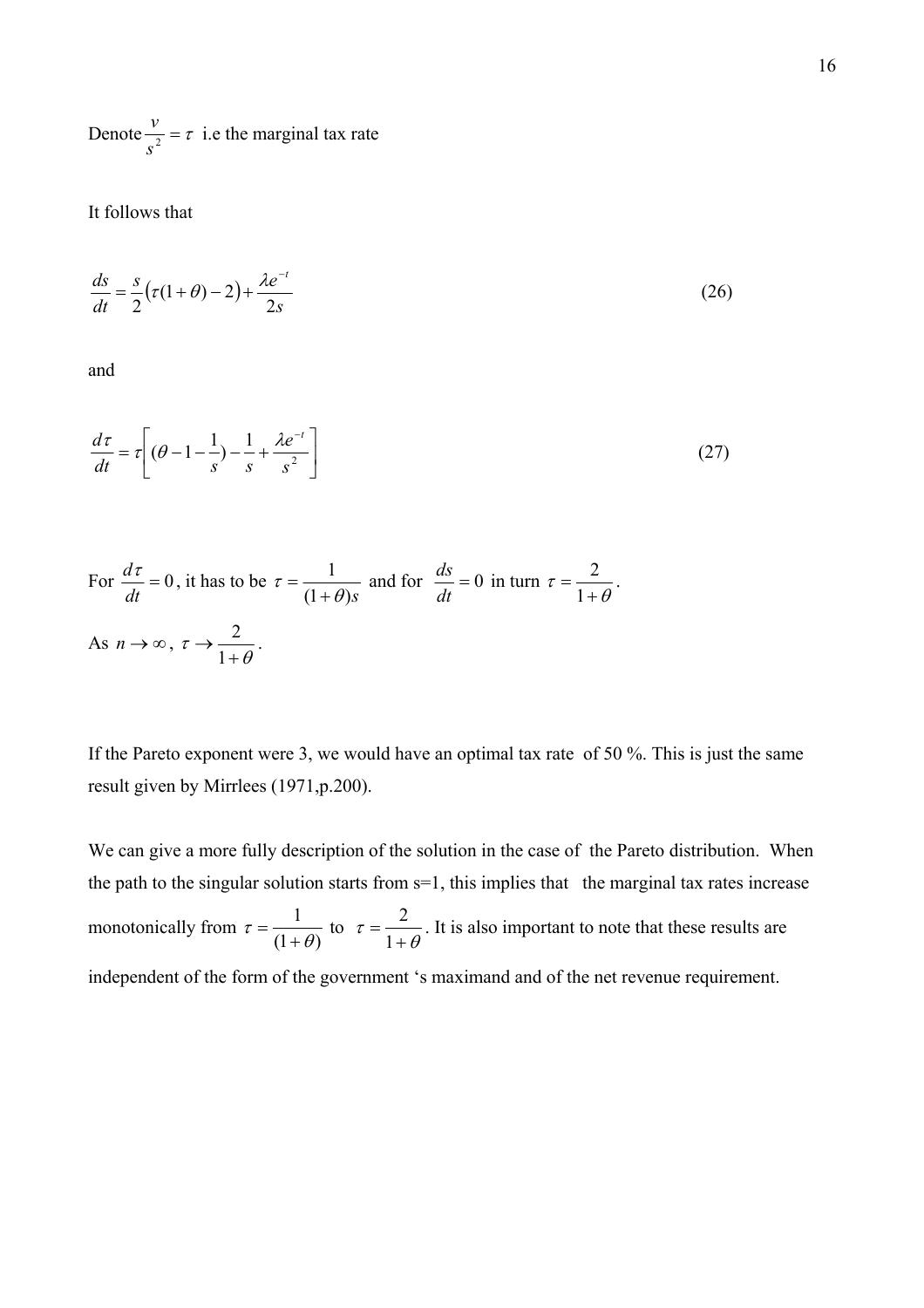Denote $\frac{v}{s^2} = \tau$ i.e the marginal tax rate

It follows that

$$\frac{ds}{dt} = \frac{s}{2}\left(\tau(1+\theta) - 2\right) + \frac{\lambda e^{-t}}{2s} \tag{26}$$

and

$$\frac{d\tau}{dt} = \tau\left[(\theta - 1 - \frac{1}{s}) - \frac{1}{s} + \frac{\lambda e^{-t}}{s^2}\right] \tag{27}$$

For $\frac{d\tau}{dt} = 0$, it has to be $\tau = \frac{1}{(1+\theta)s}$ and for $\frac{ds}{dt} = 0$ in turn $\tau = \frac{2}{1+\theta}$.

As $n \to \infty$, $\tau \to \frac{2}{1+\theta}$.

If the Pareto exponent were 3, we would have an optimal tax rate of 50 %. This is just the same result given by Mirrlees (1971,p.200).

We can give a more fully description of the solution in the case of the Pareto distribution. When the path to the singular solution starts from s=1, this implies that the marginal tax rates increase monotonically from $\tau = \frac{1}{(1+\theta)}$ to $\tau = \frac{2}{1+\theta}$. It is also important to note that these results are independent of the form of the government 's maximand and of the net revenue requirement.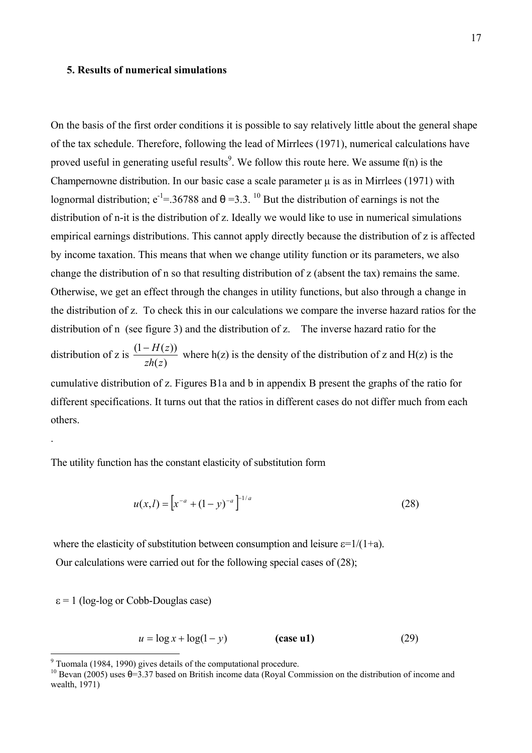## 5. Results of numerical simulations

On the basis of the first order conditions it is possible to say relatively little about the general shape of the tax schedule. Therefore, following the lead of Mirrlees (1971), numerical calculations have proved useful in generating useful results[9]. We follow this route here. We assume f(n) is the Champernowne distribution. In our basic case a scale parameter μ is as in Mirrlees (1971) with lognormal distribution; $e^{-1}$=.36788 and θ =3.3. [10] But the distribution of earnings is not the distribution of n-it is the distribution of z. Ideally we would like to use in numerical simulations empirical earnings distributions. This cannot apply directly because the distribution of z is affected by income taxation. This means that when we change utility function or its parameters, we also change the distribution of n so that resulting distribution of z (absent the tax) remains the same. Otherwise, we get an effect through the changes in utility functions, but also through a change in the distribution of z. To check this in our calculations we compare the inverse hazard ratios for the distribution of n (see figure 3) and the distribution of z. The inverse hazard ratio for the distribution of z is $\frac{(1-H(z))}{zh(z)}$ where h(z) is the density of the distribution of z and H(z) is the cumulative distribution of z. Figures B1a and b in appendix B present the graphs of the ratio for different specifications. It turns out that the ratios in different cases do not differ much from each others.

.

The utility function has the constant elasticity of substitution form

$$u(x,l) = \left[x^{-a} + (1-y)^{-a}\right]^{-1/a} \tag{28}$$

where the elasticity of substitution between consumption and leisure ε=1/(1+a).
Our calculations were carried out for the following special cases of (28);

ε = 1 (log-log or Cobb-Douglas case)

$$u = \log x + \log(1-y) \qquad \textbf{(case u1)} \tag{29}$$

---

[9] Tuomala (1984, 1990) gives details of the computational procedure.

[10] Bevan (2005) uses θ=3.37 based on British income data (Royal Commission on the distribution of income and wealth, 1971)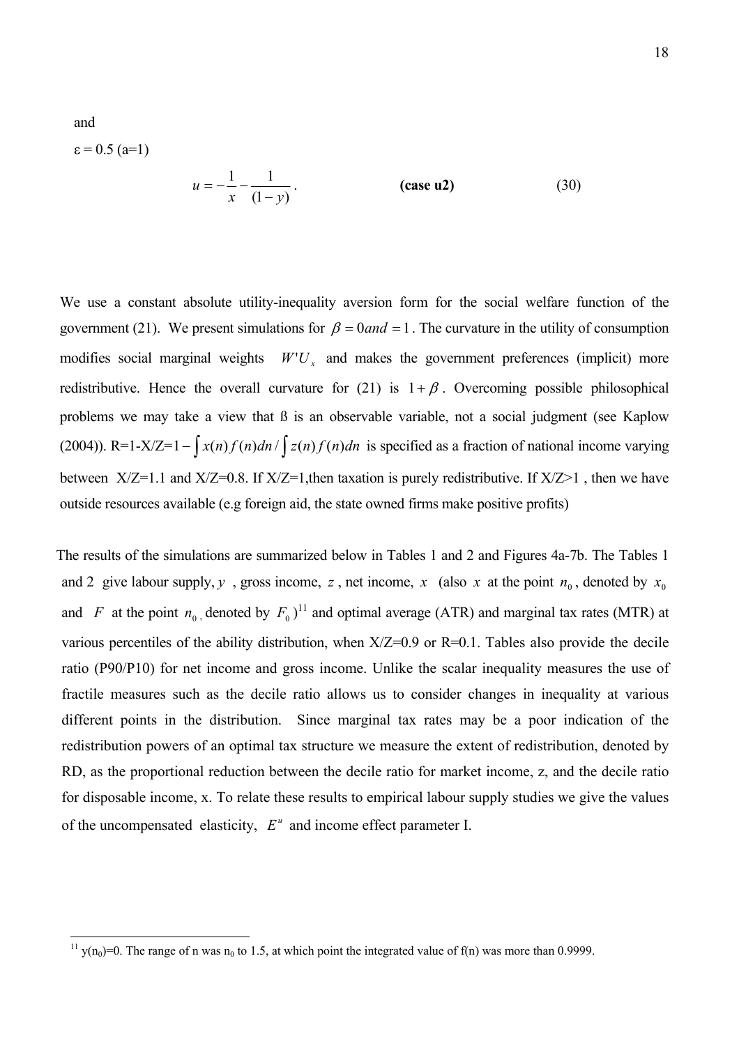and

ε = 0.5 (a=1)

$$u = -\frac{1}{x} - \frac{1}{(1-y)}. \qquad \textbf{(case u2)} \qquad (30)$$

We use a constant absolute utility-inequality aversion form for the social welfare function of the government (21). We present simulations for $\beta = 0 and = 1$. The curvature in the utility of consumption modifies social marginal weights $W'U_x$ and makes the government preferences (implicit) more redistributive. Hence the overall curvature for (21) is $1+\beta$. Overcoming possible philosophical problems we may take a view that ß is an observable variable, not a social judgment (see Kaplow (2004)). R=1-X/Z=$1-\int x(n)f(n)dn / \int z(n)f(n)dn$ is specified as a fraction of national income varying between X/Z=1.1 and X/Z=0.8. If X/Z=1,then taxation is purely redistributive. If X/Z>1 , then we have outside resources available (e.g foreign aid, the state owned firms make positive profits)

The results of the simulations are summarized below in Tables 1 and 2 and Figures 4a-7b. The Tables 1 and 2 give labour supply, $y$ , gross income, $z$ , net income, $x$ (also $x$ at the point $n_0$, denoted by $x_0$ and $F$ at the point $n_0$, denoted by $F_0$)[11] and optimal average (ATR) and marginal tax rates (MTR) at various percentiles of the ability distribution, when X/Z=0.9 or R=0.1. Tables also provide the decile ratio (P90/P10) for net income and gross income. Unlike the scalar inequality measures the use of fractile measures such as the decile ratio allows us to consider changes in inequality at various different points in the distribution. Since marginal tax rates may be a poor indication of the redistribution powers of an optimal tax structure we measure the extent of redistribution, denoted by RD, as the proportional reduction between the decile ratio for market income, z, and the decile ratio for disposable income, x. To relate these results to empirical labour supply studies we give the values of the uncompensated elasticity, $E^u$ and income effect parameter I.

[11] $y(n_0)=0$. The range of n was $n_0$ to 1.5, at which point the integrated value of f(n) was more than 0.9999.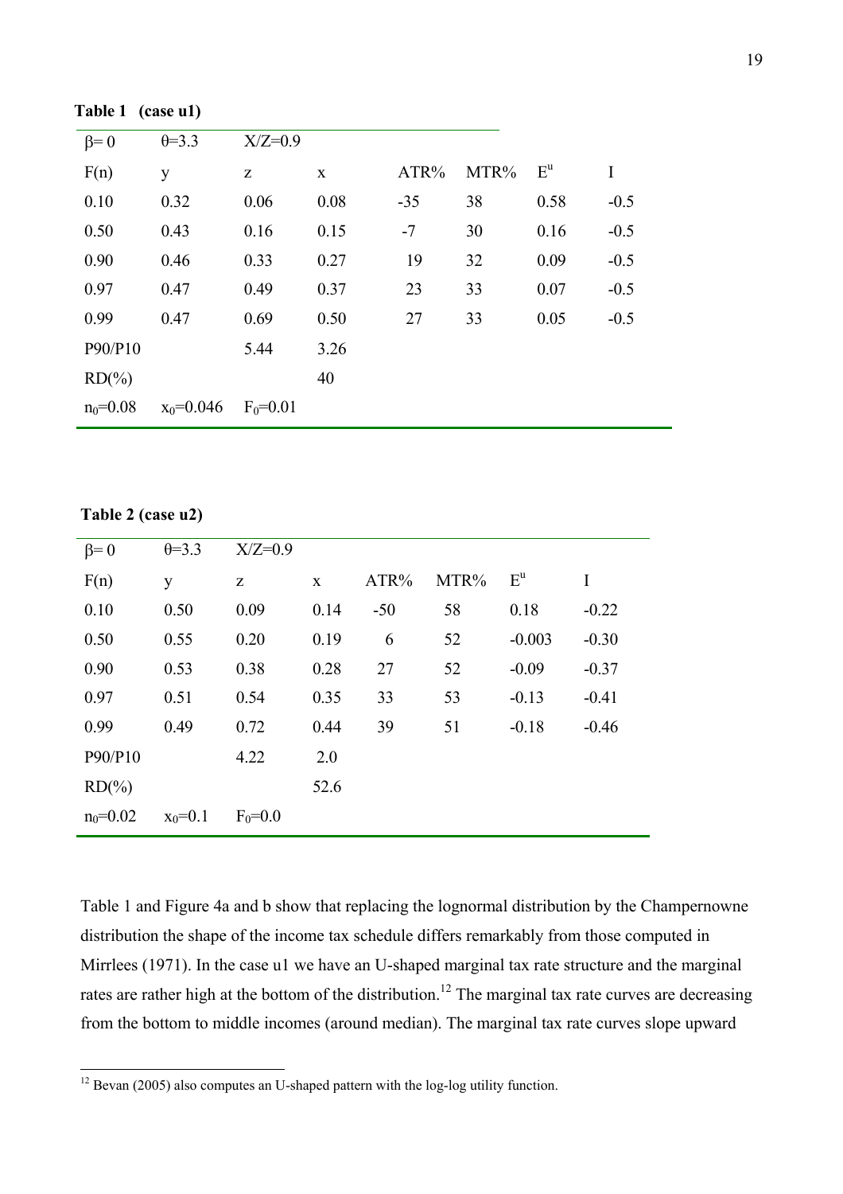**Table 1 (case u1)**

| $\beta = 0$ | $\theta = 3.3$ | $X/Z = 0.9$ | | | | | |
|---|---|---|---|---|---|---|---|
| F(n) | y | z | x | ATR% | MTR% | $E^u$ | I |
| 0.10 | 0.32 | 0.06 | 0.08 | -35 | 38 | 0.58 | -0.5 |
| 0.50 | 0.43 | 0.16 | 0.15 | -7 | 30 | 0.16 | -0.5 |
| 0.90 | 0.46 | 0.33 | 0.27 | 19 | 32 | 0.09 | -0.5 |
| 0.97 | 0.47 | 0.49 | 0.37 | 23 | 33 | 0.07 | -0.5 |
| 0.99 | 0.47 | 0.69 | 0.50 | 27 | 33 | 0.05 | -0.5 |
| P90/P10 | | 5.44 | 3.26 | | | | |
| RD(%) | | | 40 | | | | |
| $n_0 = 0.08$ | $x_0 = 0.046$ | $F_0 = 0.01$ | | | | | |

**Table 2 (case u2)**

| $\beta = 0$ | $\theta = 3.3$ | $X/Z = 0.9$ | | | | | |
|---|---|---|---|---|---|---|---|
| F(n) | y | z | x | ATR% | MTR% | $E^u$ | I |
| 0.10 | 0.50 | 0.09 | 0.14 | -50 | 58 | 0.18 | -0.22 |
| 0.50 | 0.55 | 0.20 | 0.19 | 6 | 52 | -0.003 | -0.30 |
| 0.90 | 0.53 | 0.38 | 0.28 | 27 | 52 | -0.09 | -0.37 |
| 0.97 | 0.51 | 0.54 | 0.35 | 33 | 53 | -0.13 | -0.41 |
| 0.99 | 0.49 | 0.72 | 0.44 | 39 | 51 | -0.18 | -0.46 |
| P90/P10 | | 4.22 | 2.0 | | | | |
| RD(%) | | | 52.6 | | | | |
| $n_0 = 0.02$ | $x_0 = 0.1$ | $F_0 = 0.0$ | | | | | |

Table 1 and Figure 4a and b show that replacing the lognormal distribution by the Champernowne distribution the shape of the income tax schedule differs remarkably from those computed in Mirrlees (1971). In the case u1 we have an U-shaped marginal tax rate structure and the marginal rates are rather high at the bottom of the distribution.[12] The marginal tax rate curves are decreasing from the bottom to middle incomes (around median). The marginal tax rate curves slope upward

[12] Bevan (2005) also computes an U-shaped pattern with the log-log utility function.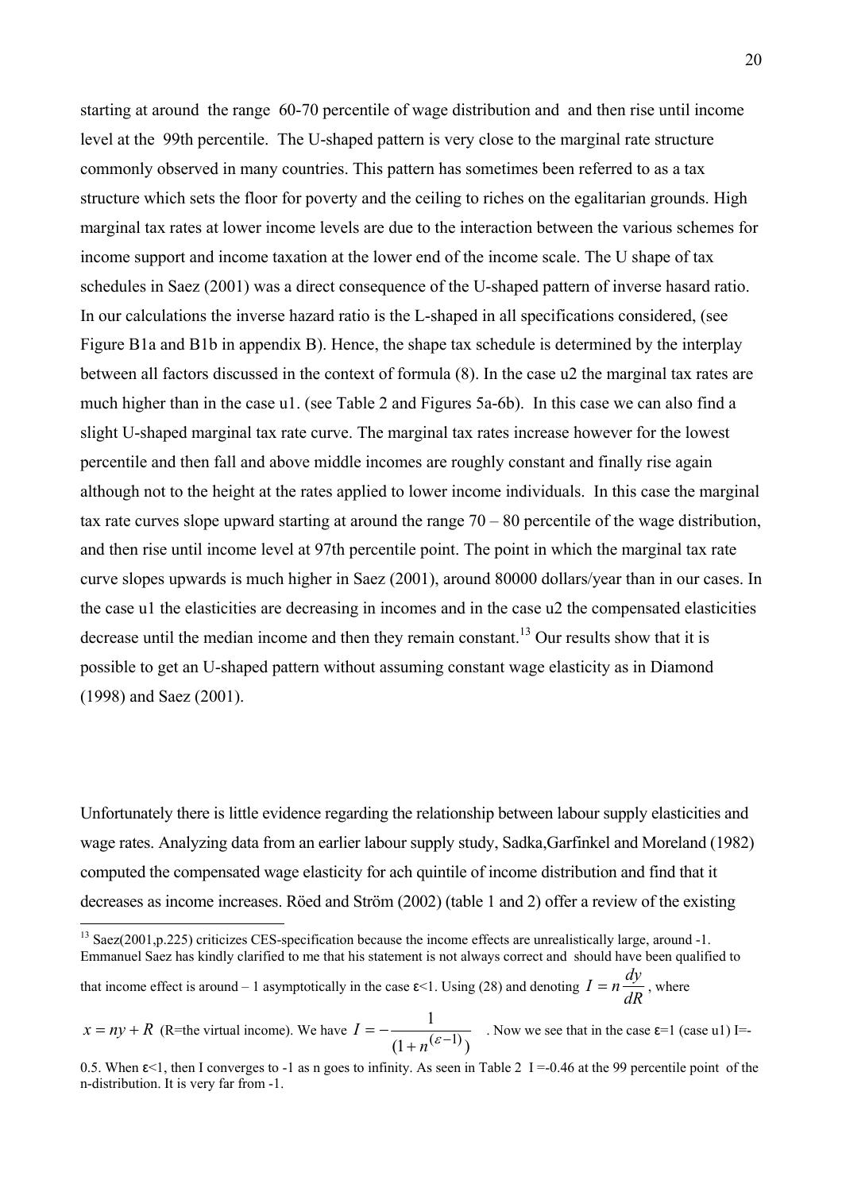starting at around the range 60-70 percentile of wage distribution and and then rise until income level at the 99th percentile. The U-shaped pattern is very close to the marginal rate structure commonly observed in many countries. This pattern has sometimes been referred to as a tax structure which sets the floor for poverty and the ceiling to riches on the egalitarian grounds. High marginal tax rates at lower income levels are due to the interaction between the various schemes for income support and income taxation at the lower end of the income scale. The U shape of tax schedules in Saez (2001) was a direct consequence of the U-shaped pattern of inverse hasard ratio. In our calculations the inverse hazard ratio is the L-shaped in all specifications considered, (see Figure B1a and B1b in appendix B). Hence, the shape tax schedule is determined by the interplay between all factors discussed in the context of formula (8). In the case u2 the marginal tax rates are much higher than in the case u1. (see Table 2 and Figures 5a-6b). In this case we can also find a slight U-shaped marginal tax rate curve. The marginal tax rates increase however for the lowest percentile and then fall and above middle incomes are roughly constant and finally rise again although not to the height at the rates applied to lower income individuals. In this case the marginal tax rate curves slope upward starting at around the range 70 – 80 percentile of the wage distribution, and then rise until income level at 97th percentile point. The point in which the marginal tax rate curve slopes upwards is much higher in Saez (2001), around 80000 dollars/year than in our cases. In the case u1 the elasticities are decreasing in incomes and in the case u2 the compensated elasticities decrease until the median income and then they remain constant.[13] Our results show that it is possible to get an U-shaped pattern without assuming constant wage elasticity as in Diamond (1998) and Saez (2001).

Unfortunately there is little evidence regarding the relationship between labour supply elasticities and wage rates. Analyzing data from an earlier labour supply study, Sadka,Garfinkel and Moreland (1982) computed the compensated wage elasticity for ach quintile of income distribution and find that it decreases as income increases. Röed and Ström (2002) (table 1 and 2) offer a review of the existing

[13] Saez(2001,p.225) criticizes CES-specification because the income effects are unrealistically large, around -1. Emmanuel Saez has kindly clarified to me that his statement is not always correct and should have been qualified to that income effect is around – 1 asymptotically in the case ε<1. Using (28) and denoting $I = n\frac{dy}{dR}$, where $x = ny + R$ (R=the virtual income). We have $I = -\frac{1}{(1+n^{(\varepsilon-1)})}$ . Now we see that in the case ε=1 (case u1) I=-0.5. When ε<1, then I converges to -1 as n goes to infinity. As seen in Table 2 I =-0.46 at the 99 percentile point of the n-distribution. It is very far from -1.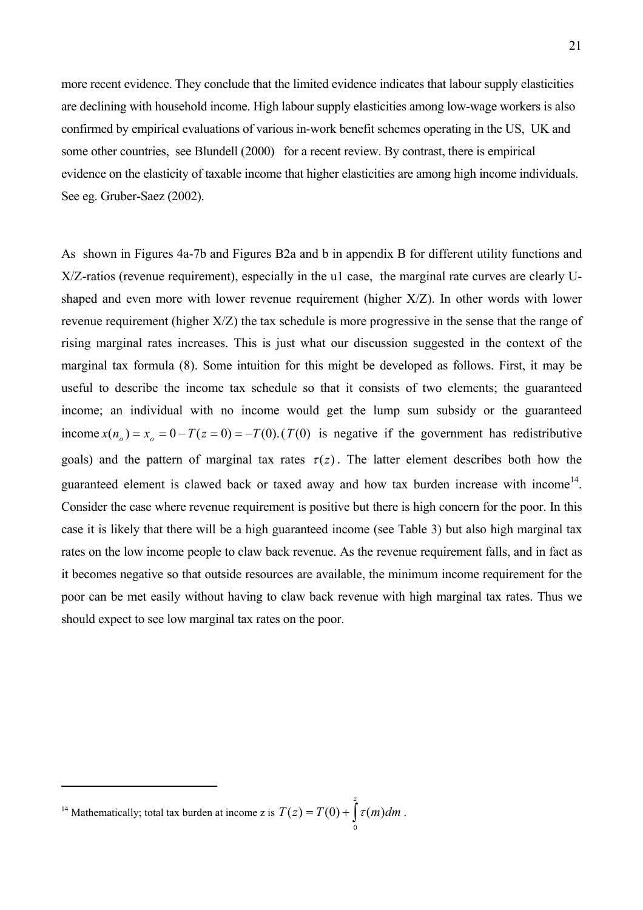more recent evidence. They conclude that the limited evidence indicates that labour supply elasticities are declining with household income. High labour supply elasticities among low-wage workers is also confirmed by empirical evaluations of various in-work benefit schemes operating in the US, UK and some other countries, see Blundell (2000) for a recent review. By contrast, there is empirical evidence on the elasticity of taxable income that higher elasticities are among high income individuals. See eg. Gruber-Saez (2002).

As shown in Figures 4a-7b and Figures B2a and b in appendix B for different utility functions and X/Z-ratios (revenue requirement), especially in the u1 case, the marginal rate curves are clearly U-shaped and even more with lower revenue requirement (higher X/Z). In other words with lower revenue requirement (higher X/Z) the tax schedule is more progressive in the sense that the range of rising marginal rates increases. This is just what our discussion suggested in the context of the marginal tax formula (8). Some intuition for this might be developed as follows. First, it may be useful to describe the income tax schedule so that it consists of two elements; the guaranteed income; an individual with no income would get the lump sum subsidy or the guaranteed income $x(n_o) = x_o = 0 - T(z = 0) = -T(0)$. ($T(0)$ is negative if the government has redistributive goals) and the pattern of marginal tax rates $\tau(z)$. The latter element describes both how the guaranteed element is clawed back or taxed away and how tax burden increase with income[14]. Consider the case where revenue requirement is positive but there is high concern for the poor. In this case it is likely that there will be a high guaranteed income (see Table 3) but also high marginal tax rates on the low income people to claw back revenue. As the revenue requirement falls, and in fact as it becomes negative so that outside resources are available, the minimum income requirement for the poor can be met easily without having to claw back revenue with high marginal tax rates. Thus we should expect to see low marginal tax rates on the poor.

[14] Mathematically; total tax burden at income z is $T(z) = T(0) + \int_0^z \tau(m)dm$.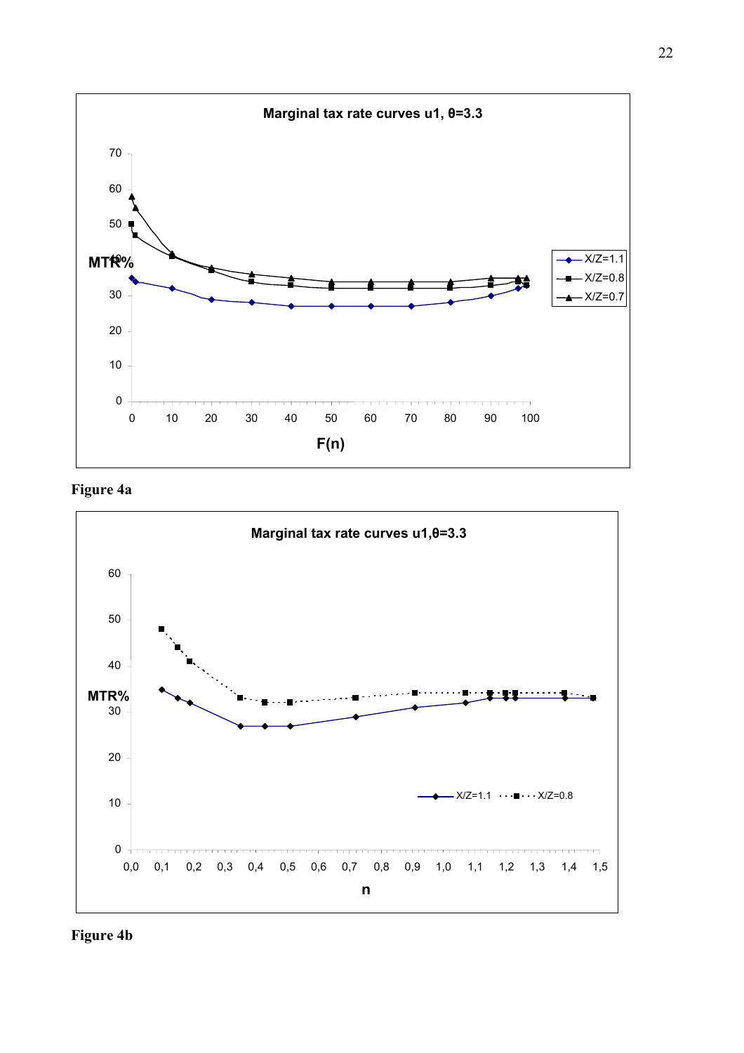**Figure 4a**

**Figure 4b**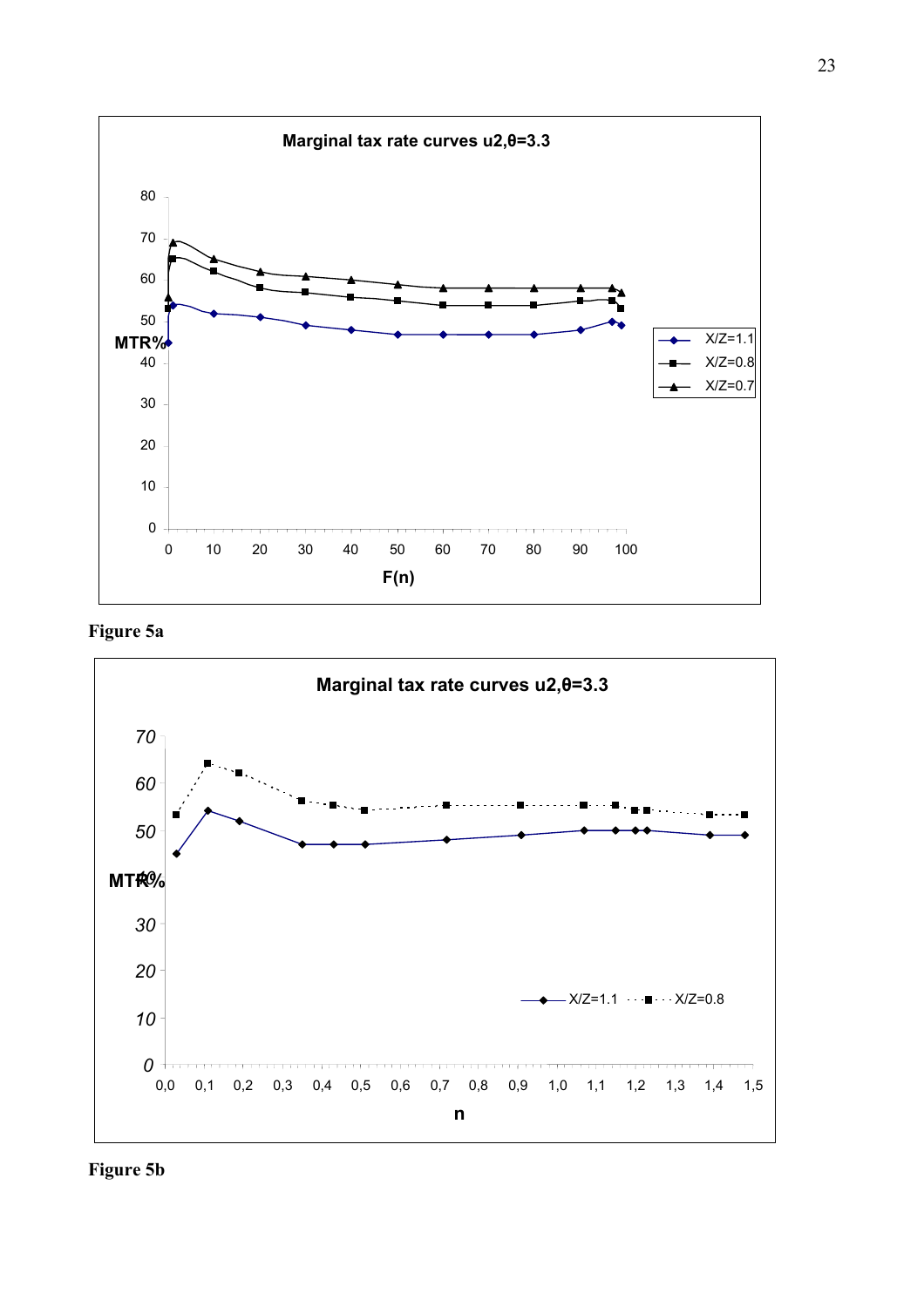**Marginal tax rate curves u2,θ=3.3**

**Figure 5a**

**Marginal tax rate curves u2,θ=3.3**

**Figure 5b**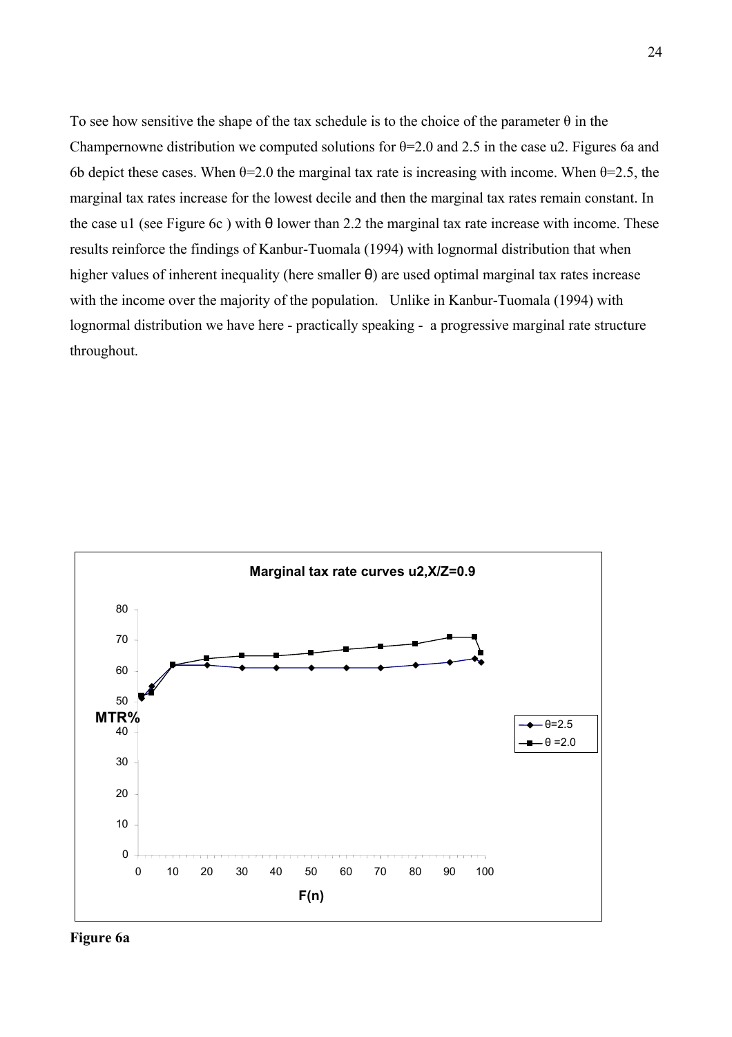To see how sensitive the shape of the tax schedule is to the choice of the parameter θ in the Champernowne distribution we computed solutions for θ=2.0 and 2.5 in the case u2. Figures 6a and 6b depict these cases. When θ=2.0 the marginal tax rate is increasing with income. When θ=2.5, the marginal tax rates increase for the lowest decile and then the marginal tax rates remain constant. In the case u1 (see Figure 6c ) with θ lower than 2.2 the marginal tax rate increase with income. These results reinforce the findings of Kanbur-Tuomala (1994) with lognormal distribution that when higher values of inherent inequality (here smaller θ) are used optimal marginal tax rates increase with the income over the majority of the population. Unlike in Kanbur-Tuomala (1994) with lognormal distribution we have here - practically speaking - a progressive marginal rate structure throughout.

**Figure 6a**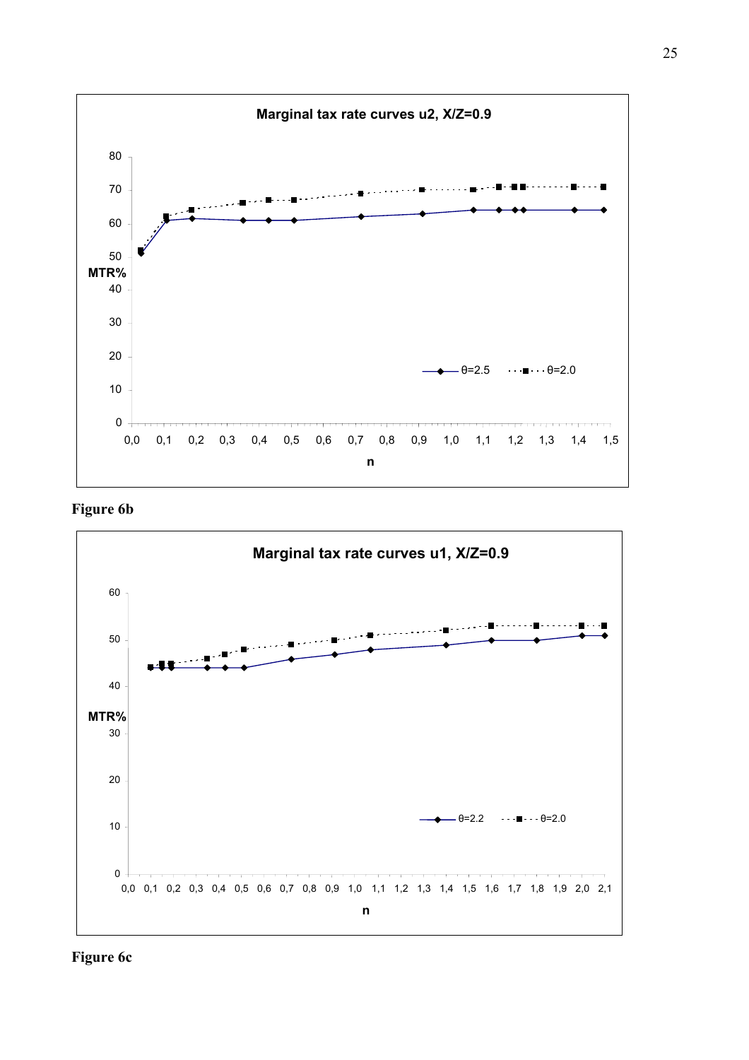**Marginal tax rate curves u2, X/Z=0.9**

**Figure 6b**

**Marginal tax rate curves u1, X/Z=0.9**

**Figure 6c**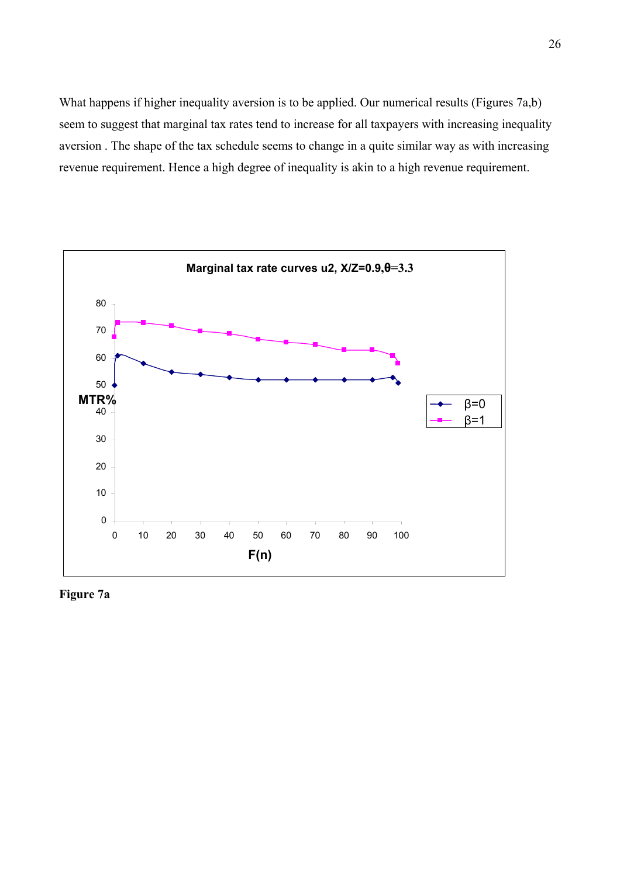What happens if higher inequality aversion is to be applied. Our numerical results (Figures 7a,b) seem to suggest that marginal tax rates tend to increase for all taxpayers with increasing inequality aversion . The shape of the tax schedule seems to change in a quite similar way as with increasing revenue requirement. Hence a high degree of inequality is akin to a high revenue requirement.

**Figure 7a**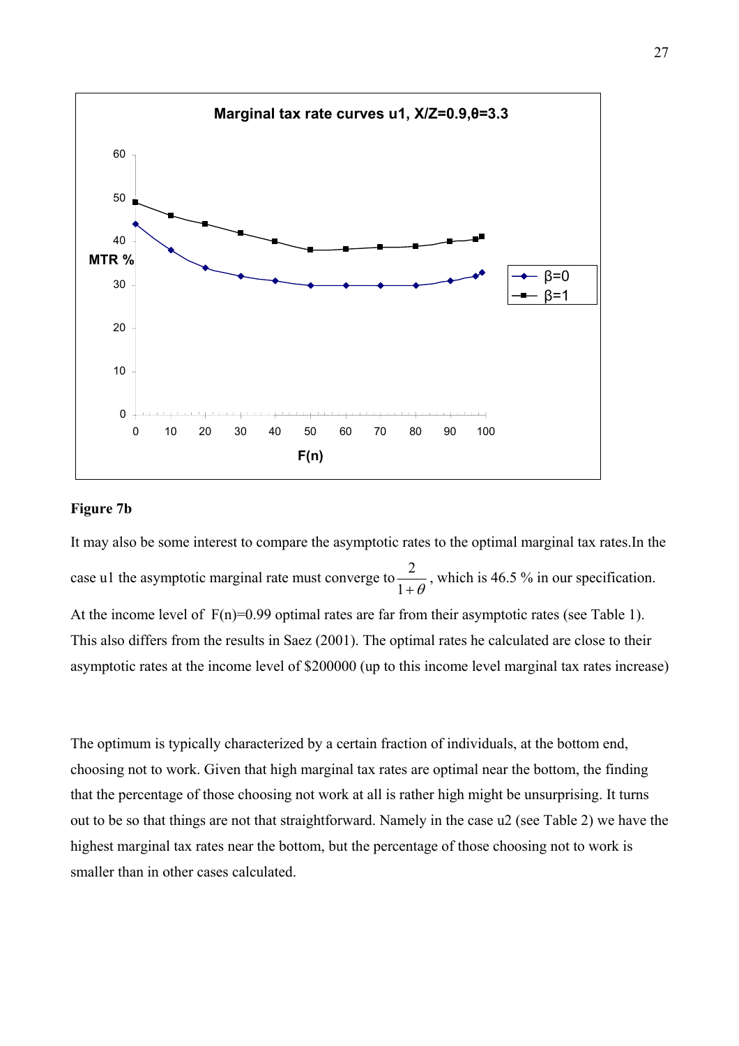**Figure 7b**

It may also be some interest to compare the asymptotic rates to the optimal marginal tax rates.In the case u1 the asymptotic marginal rate must converge to $\frac{2}{1+\theta}$, which is 46.5 % in our specification. At the income level of $F(n)=0.99$ optimal rates are far from their asymptotic rates (see Table 1). This also differs from the results in Saez (2001). The optimal rates he calculated are close to their asymptotic rates at the income level of \$200000 (up to this income level marginal tax rates increase)

The optimum is typically characterized by a certain fraction of individuals, at the bottom end, choosing not to work. Given that high marginal tax rates are optimal near the bottom, the finding that the percentage of those choosing not work at all is rather high might be unsurprising. It turns out to be so that things are not that straightforward. Namely in the case u2 (see Table 2) we have the highest marginal tax rates near the bottom, but the percentage of those choosing not to work is smaller than in other cases calculated.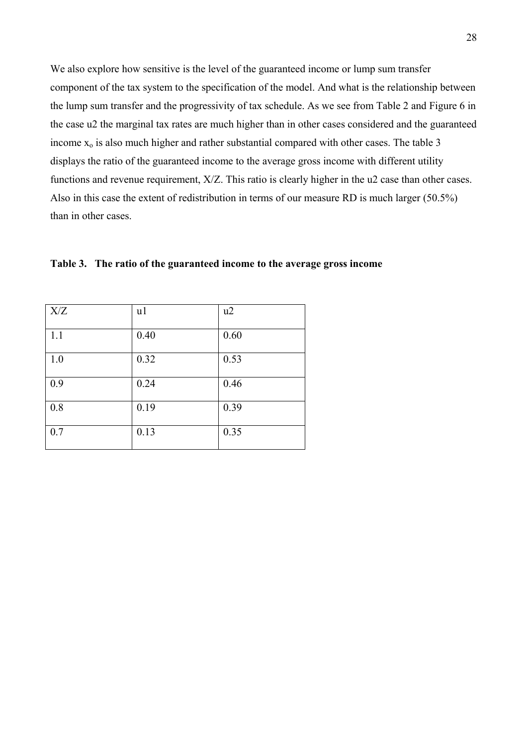We also explore how sensitive is the level of the guaranteed income or lump sum transfer component of the tax system to the specification of the model. And what is the relationship between the lump sum transfer and the progressivity of tax schedule. As we see from Table 2 and Figure 6 in the case u2 the marginal tax rates are much higher than in other cases considered and the guaranteed income $x_o$ is also much higher and rather substantial compared with other cases. The table 3 displays the ratio of the guaranteed income to the average gross income with different utility functions and revenue requirement, X/Z. This ratio is clearly higher in the u2 case than other cases. Also in this case the extent of redistribution in terms of our measure RD is much larger (50.5%) than in other cases.

**Table 3. The ratio of the guaranteed income to the average gross income**

| X/Z | u1 | u2 |
|---|---|---|
| 1.1 | 0.40 | 0.60 |
| 1.0 | 0.32 | 0.53 |
| 0.9 | 0.24 | 0.46 |
| 0.8 | 0.19 | 0.39 |
| 0.7 | 0.13 | 0.35 |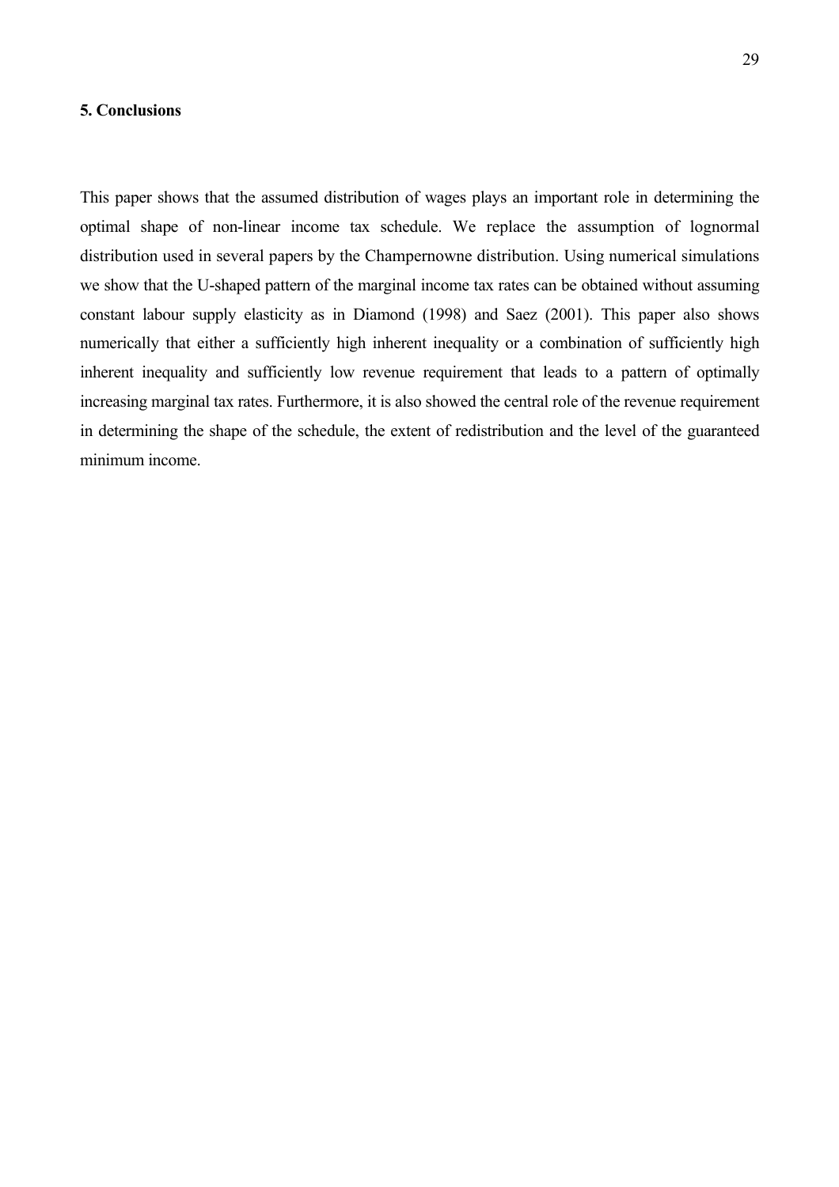## 5. Conclusions

This paper shows that the assumed distribution of wages plays an important role in determining the optimal shape of non-linear income tax schedule. We replace the assumption of lognormal distribution used in several papers by the Champernowne distribution. Using numerical simulations we show that the U-shaped pattern of the marginal income tax rates can be obtained without assuming constant labour supply elasticity as in Diamond (1998) and Saez (2001). This paper also shows numerically that either a sufficiently high inherent inequality or a combination of sufficiently high inherent inequality and sufficiently low revenue requirement that leads to a pattern of optimally increasing marginal tax rates. Furthermore, it is also showed the central role of the revenue requirement in determining the shape of the schedule, the extent of redistribution and the level of the guaranteed minimum income.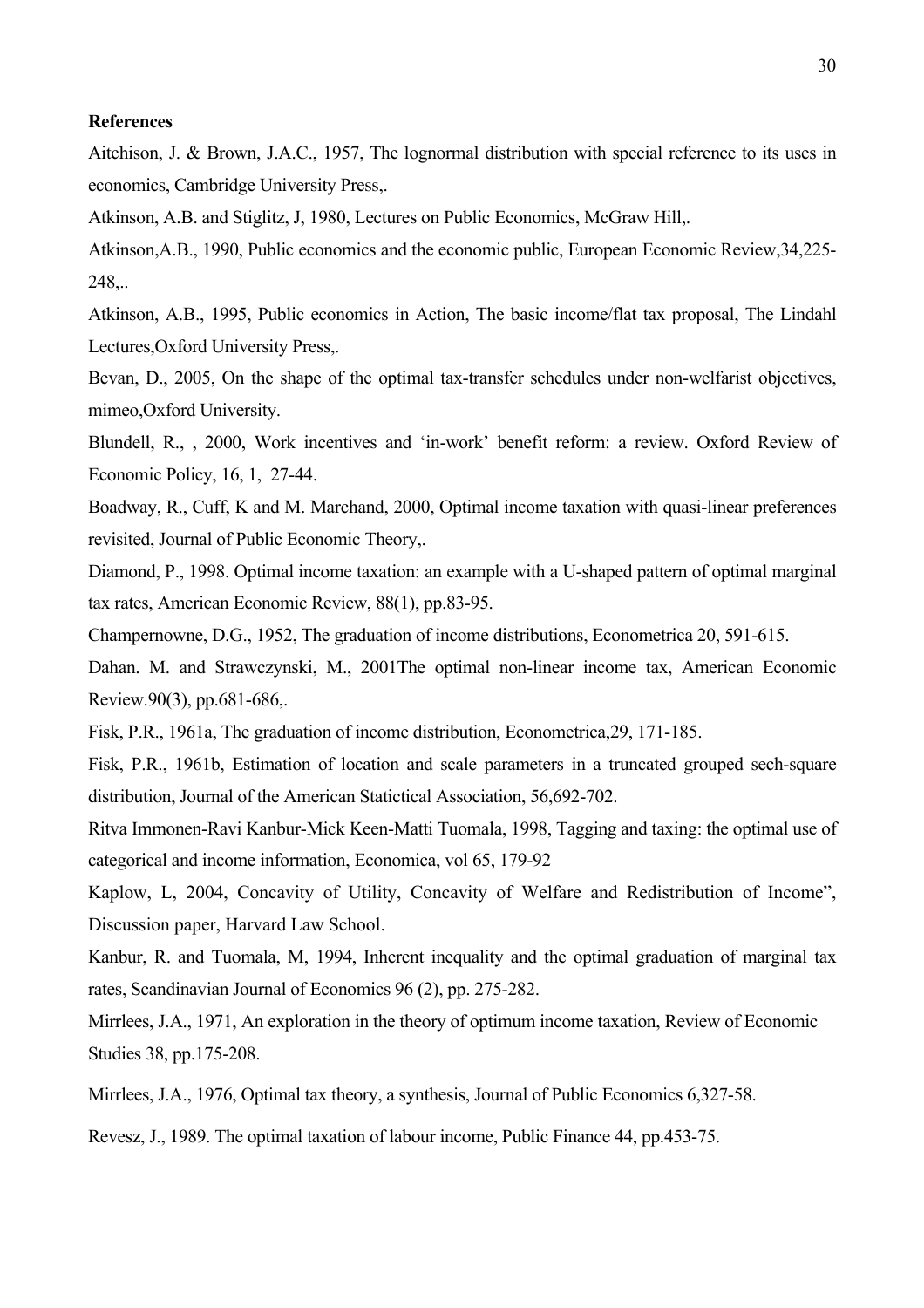**References**

Aitchison, J. & Brown, J.A.C., 1957, The lognormal distribution with special reference to its uses in economics, Cambridge University Press,.

Atkinson, A.B. and Stiglitz, J, 1980, Lectures on Public Economics, McGraw Hill,.

Atkinson,A.B., 1990, Public economics and the economic public, European Economic Review,34,225-248,..

Atkinson, A.B., 1995, Public economics in Action, The basic income/flat tax proposal, The Lindahl Lectures,Oxford University Press,.

Bevan, D., 2005, On the shape of the optimal tax-transfer schedules under non-welfarist objectives, mimeo,Oxford University.

Blundell, R., , 2000, Work incentives and 'in-work' benefit reform: a review. Oxford Review of Economic Policy, 16, 1, 27-44.

Boadway, R., Cuff, K and M. Marchand, 2000, Optimal income taxation with quasi-linear preferences revisited, Journal of Public Economic Theory,.

Diamond, P., 1998. Optimal income taxation: an example with a U-shaped pattern of optimal marginal tax rates, American Economic Review, 88(1), pp.83-95.

Champernowne, D.G., 1952, The graduation of income distributions, Econometrica 20, 591-615.

Dahan. M. and Strawczynski, M., 2001The optimal non-linear income tax, American Economic Review.90(3), pp.681-686,.

Fisk, P.R., 1961a, The graduation of income distribution, Econometrica,29, 171-185.

Fisk, P.R., 1961b, Estimation of location and scale parameters in a truncated grouped sech-square distribution, Journal of the American Statictical Association, 56,692-702.

Ritva Immonen-Ravi Kanbur-Mick Keen-Matti Tuomala, 1998, Tagging and taxing: the optimal use of categorical and income information, Economica, vol 65, 179-92

Kaplow, L, 2004, Concavity of Utility, Concavity of Welfare and Redistribution of Income", Discussion paper, Harvard Law School.

Kanbur, R. and Tuomala, M, 1994, Inherent inequality and the optimal graduation of marginal tax rates, Scandinavian Journal of Economics 96 (2), pp. 275-282.

Mirrlees, J.A., 1971, An exploration in the theory of optimum income taxation, Review of Economic Studies 38, pp.175-208.

Mirrlees, J.A., 1976, Optimal tax theory, a synthesis, Journal of Public Economics 6,327-58.

Revesz, J., 1989. The optimal taxation of labour income, Public Finance 44, pp.453-75.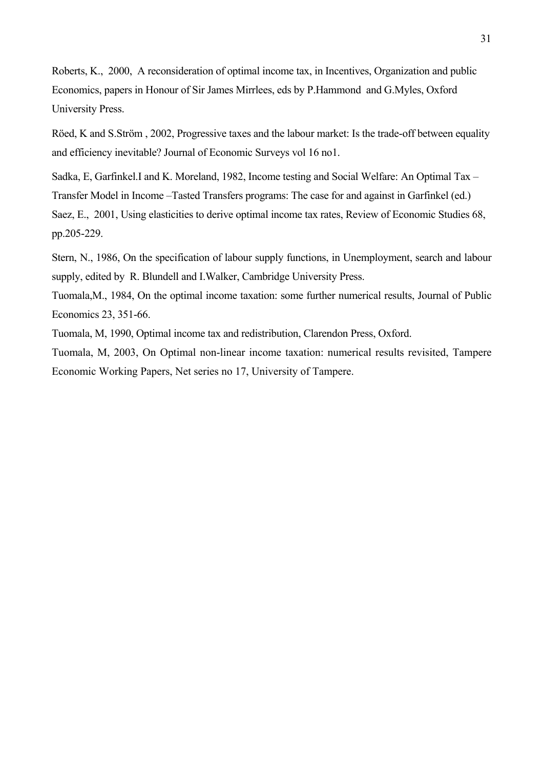Roberts, K., 2000, A reconsideration of optimal income tax, in Incentives, Organization and public Economics, papers in Honour of Sir James Mirrlees, eds by P.Hammond and G.Myles, Oxford University Press.

Röed, K and S.Ström , 2002, Progressive taxes and the labour market: Is the trade-off between equality and efficiency inevitable? Journal of Economic Surveys vol 16 no1.

Sadka, E, Garfinkel.I and K. Moreland, 1982, Income testing and Social Welfare: An Optimal Tax – Transfer Model in Income –Tasted Transfers programs: The case for and against in Garfinkel (ed.)

Saez, E., 2001, Using elasticities to derive optimal income tax rates, Review of Economic Studies 68, pp.205-229.

Stern, N., 1986, On the specification of labour supply functions, in Unemployment, search and labour supply, edited by R. Blundell and I.Walker, Cambridge University Press.

Tuomala,M., 1984, On the optimal income taxation: some further numerical results, Journal of Public Economics 23, 351-66.

Tuomala, M, 1990, Optimal income tax and redistribution, Clarendon Press, Oxford.

Tuomala, M, 2003, On Optimal non-linear income taxation: numerical results revisited, Tampere Economic Working Papers, Net series no 17, University of Tampere.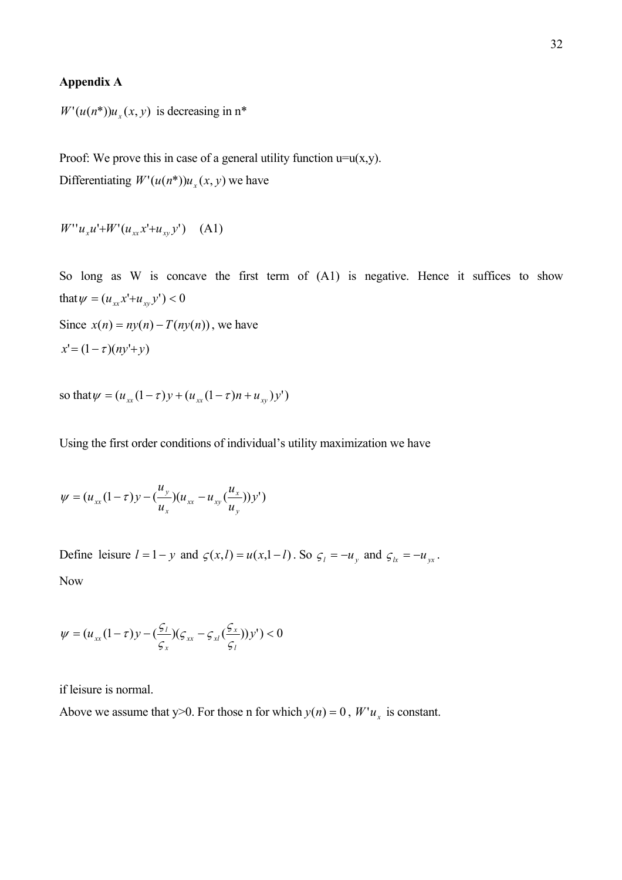**Appendix A**

$W'(u(n^*))u_x(x,y)$ is decreasing in n*

Proof: We prove this in case of a general utility function u=u(x,y).
Differentiating $W'(u(n^*))u_x(x,y)$ we have

$$W''u_x u' + W'(u_{xx}x' + u_{xy}y') \quad \text{(A1)}$$

So long as W is concave the first term of (A1) is negative. Hence it suffices to show that $\psi = (u_{xx}x' + u_{xy}y') < 0$

Since $x(n) = ny(n) - T(ny(n))$, we have

$x' = (1-\tau)(ny' + y)$

so that $\psi = (u_{xx}(1-\tau)y + (u_{xx}(1-\tau)n + u_{xy})y')$

Using the first order conditions of individual's utility maximization we have

$$\psi = (u_{xx}(1-\tau)y - (\frac{u_y}{u_x})(u_{xx} - u_{xy}(\frac{u_x}{u_y}))y')$$

Define leisure $l = 1 - y$ and $\varsigma(x,l) = u(x, 1-l)$. So $\varsigma_l = -u_y$ and $\varsigma_{lx} = -u_{yx}$.

Now

$$\psi = (u_{xx}(1-\tau)y - (\frac{\varsigma_l}{\varsigma_x})(\varsigma_{xx} - \varsigma_{xl}(\frac{\varsigma_x}{\varsigma_l}))y') < 0$$

if leisure is normal.

Above we assume that y>0. For those n for which $y(n) = 0$, $W'u_x$ is constant.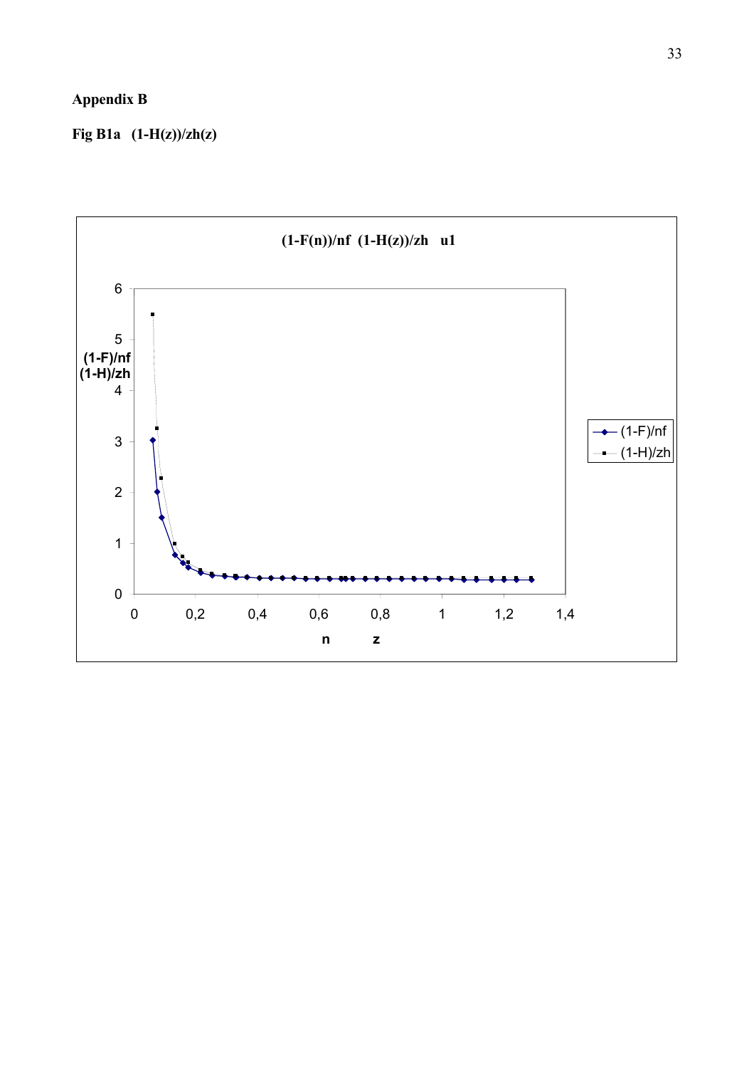**Appendix B**

**Fig B1a (1-H(z))/zh(z)**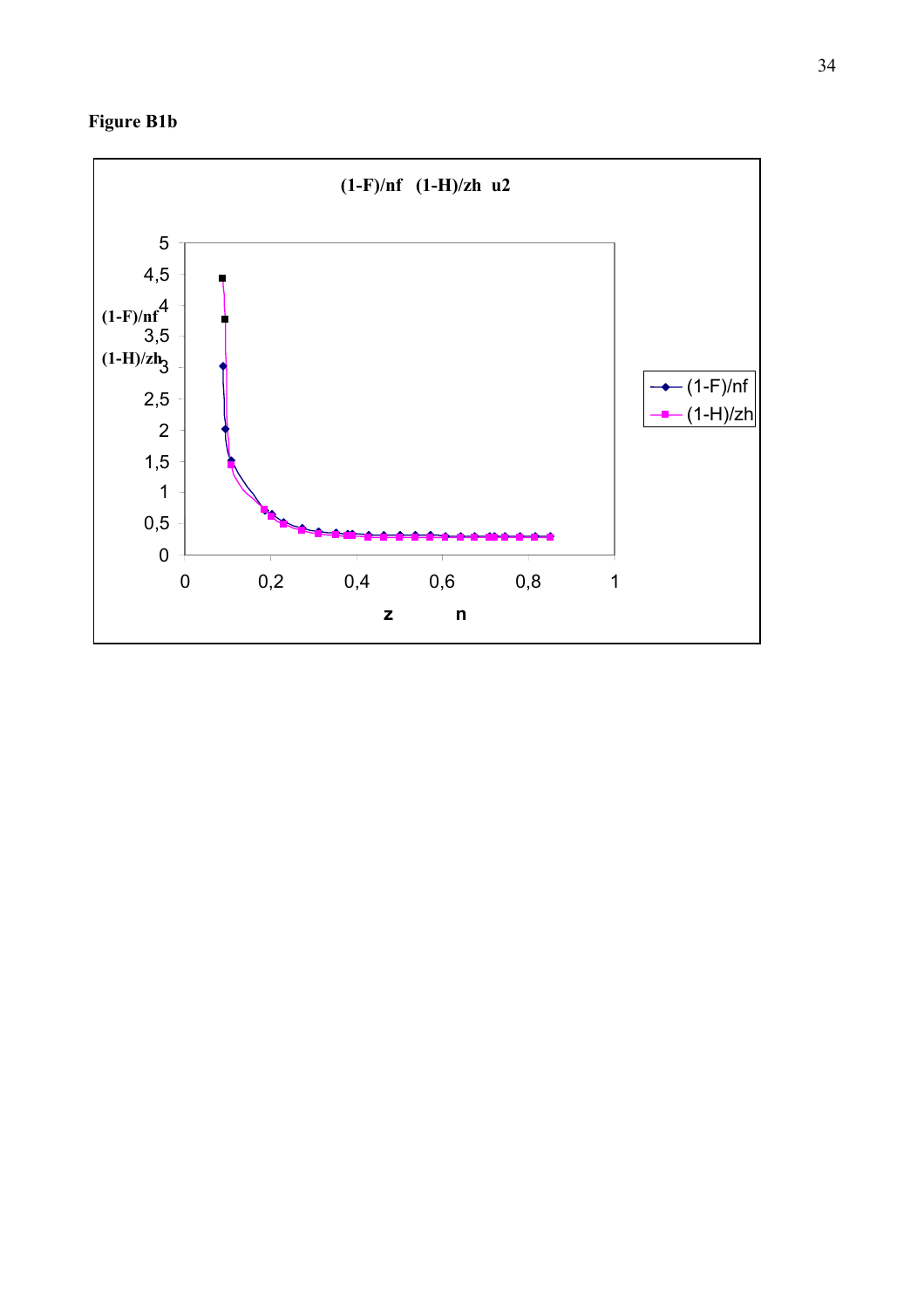**Figure B1b**

(1-F)/nf (1-H)/zh u2

| Axis | Label |
|---|---|
| y | (1-F)/nf, (1-H)/zh |
| x | z n |

Legend: (1-F)/nf, (1-H)/zh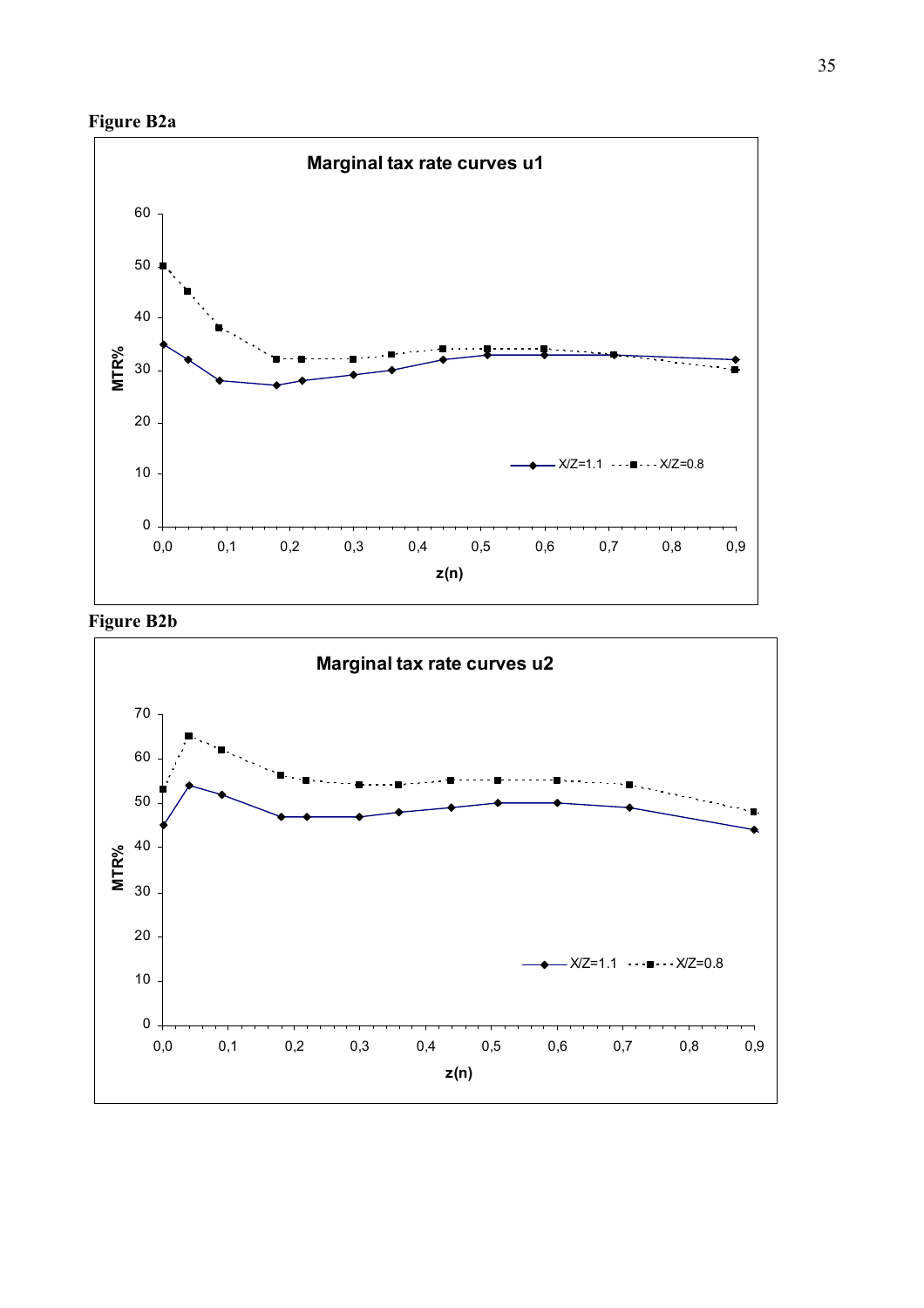**Figure B2a**

Marginal tax rate curves u1

**Figure B2b**

Marginal tax rate curves u2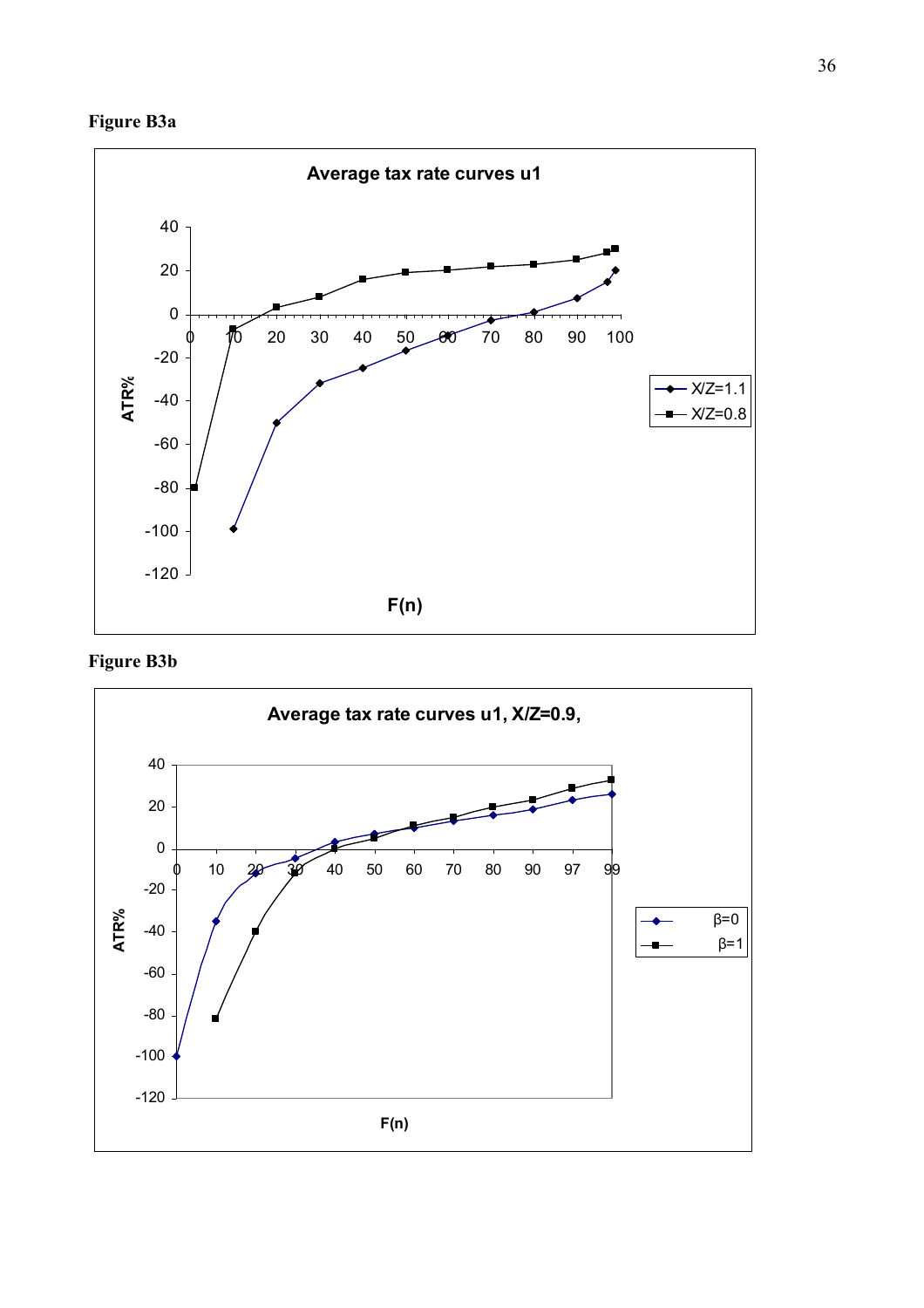**Figure B3a**

**Average tax rate curves u1**

**Figure B3b**

**Average tax rate curves u1, X/Z=0.9,**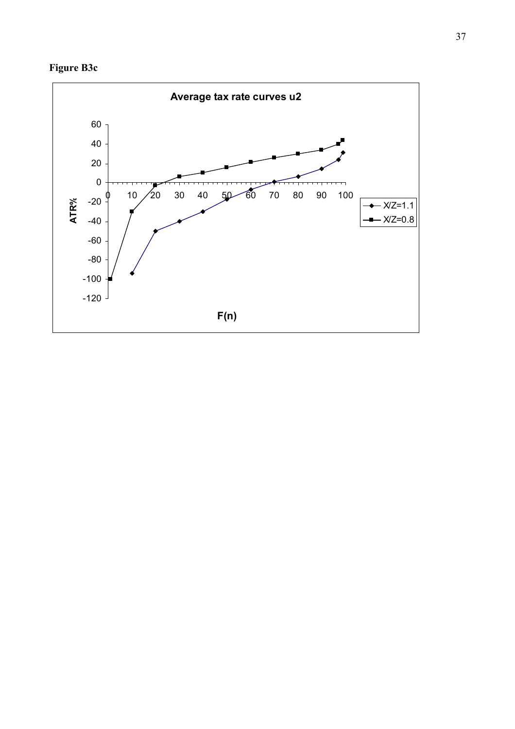**Figure B3c**

Average tax rate curves u2

60
40
20
0
-20
-40
-60
-80
-100
-120

0 10 20 30 40 50 60 70 80 90 100

ATR%

F(n)

X/Z=1.1
X/Z=0.8